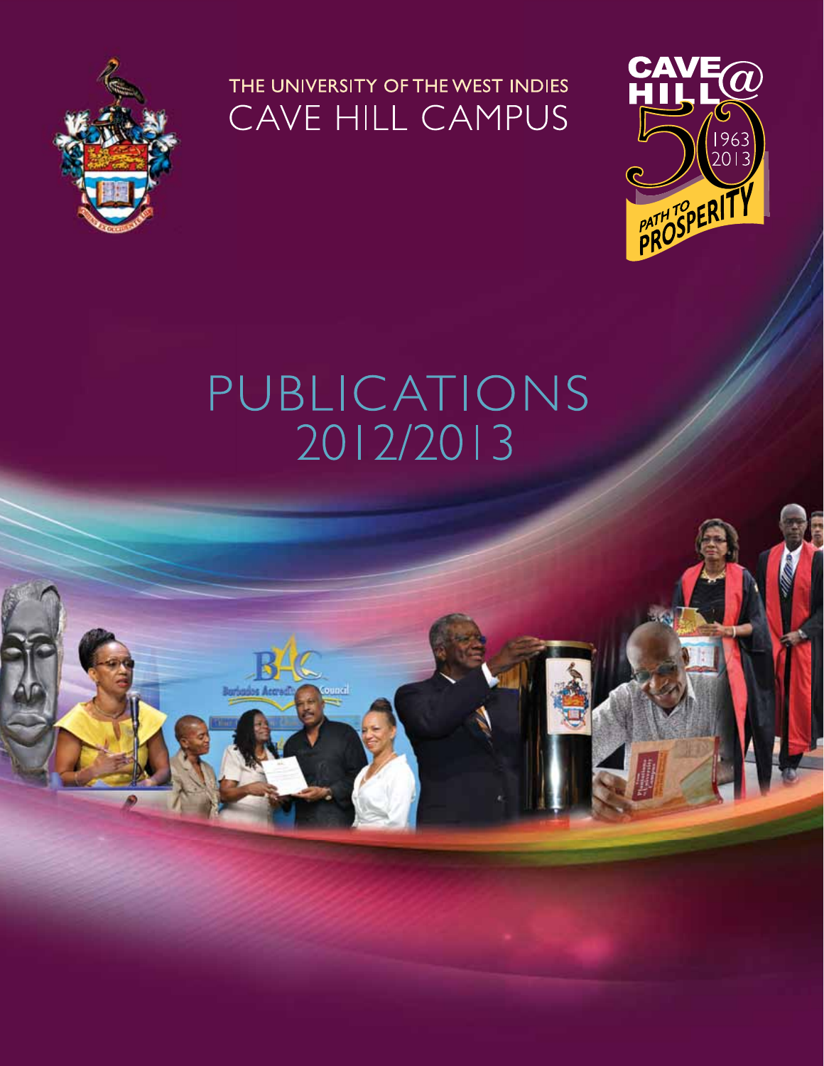THE UNIVERSITY OF THE WEST INDIES

# CAVE HILL CAMPUS

CAVE@HILL 50 1963 2013 PATH TO PROSPERITY

# PUBLICATIONS 2012/2013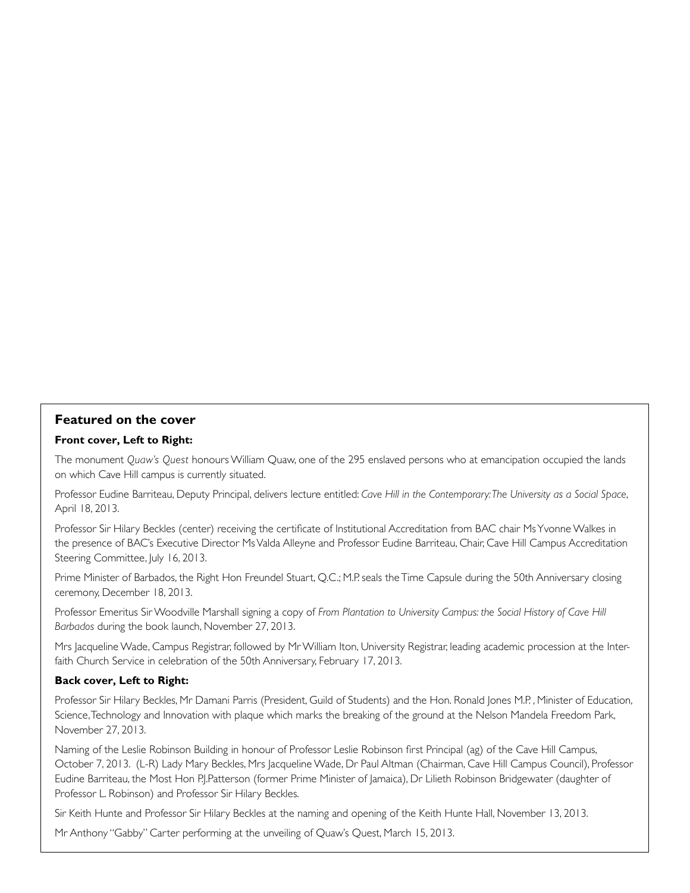## Featured on the cover

### Front cover, Left to Right:

The monument *Quaw's Quest* honours William Quaw, one of the 295 enslaved persons who at emancipation occupied the lands on which Cave Hill campus is currently situated.

Professor Eudine Barriteau, Deputy Principal, delivers lecture entitled: *Cave Hill in the Contemporary: The University as a Social Space*, April 18, 2013.

Professor Sir Hilary Beckles (center) receiving the certificate of Institutional Accreditation from BAC chair Ms Yvonne Walkes in the presence of BAC's Executive Director Ms Valda Alleyne and Professor Eudine Barriteau, Chair, Cave Hill Campus Accreditation Steering Committee, July 16, 2013.

Prime Minister of Barbados, the Right Hon Freundel Stuart, Q.C.; M.P. seals the Time Capsule during the 50th Anniversary closing ceremony, December 18, 2013.

Professor Emeritus Sir Woodville Marshall signing a copy of *From Plantation to University Campus: the Social History of Cave Hill Barbados* during the book launch, November 27, 2013.

Mrs Jacqueline Wade, Campus Registrar, followed by Mr William Iton, University Registrar, leading academic procession at the Inter-faith Church Service in celebration of the 50th Anniversary, February 17, 2013.

### Back cover, Left to Right:

Professor Sir Hilary Beckles, Mr Damani Parris (President, Guild of Students) and the Hon. Ronald Jones M.P. , Minister of Education, Science, Technology and Innovation with plaque which marks the breaking of the ground at the Nelson Mandela Freedom Park, November 27, 2013.

Naming of the Leslie Robinson Building in honour of Professor Leslie Robinson first Principal (ag) of the Cave Hill Campus, October 7, 2013. (L-R) Lady Mary Beckles, Mrs Jacqueline Wade, Dr Paul Altman (Chairman, Cave Hill Campus Council), Professor Eudine Barriteau, the Most Hon P.J.Patterson (former Prime Minister of Jamaica), Dr Lilieth Robinson Bridgewater (daughter of Professor L. Robinson) and Professor Sir Hilary Beckles.

Sir Keith Hunte and Professor Sir Hilary Beckles at the naming and opening of the Keith Hunte Hall, November 13, 2013.

Mr Anthony "Gabby" Carter performing at the unveiling of Quaw's Quest, March 15, 2013.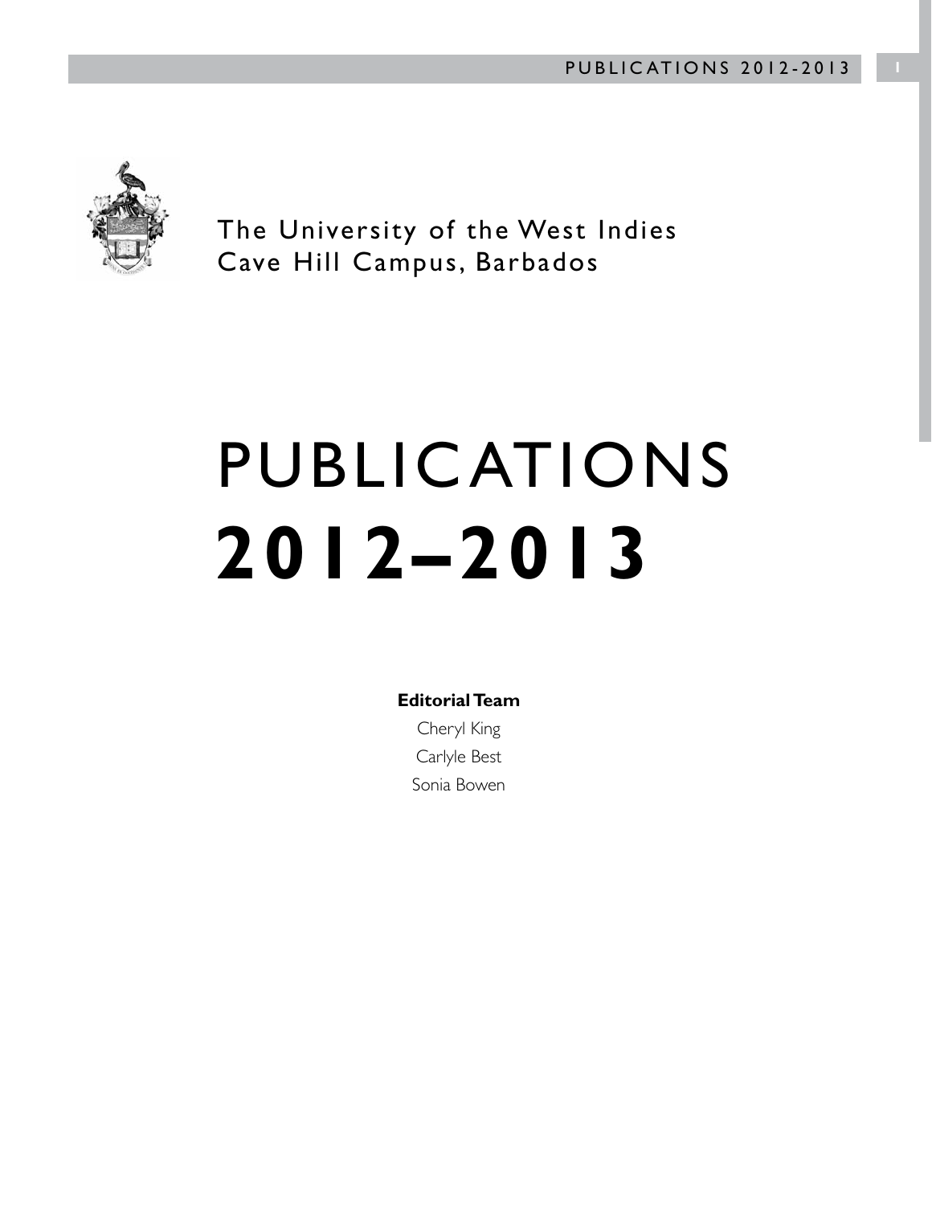The University of the West Indies
Cave Hill Campus, Barbados

# PUBLICATIONS
# 2012–2013

**Editorial Team**

Cheryl King

Carlyle Best

Sonia Bowen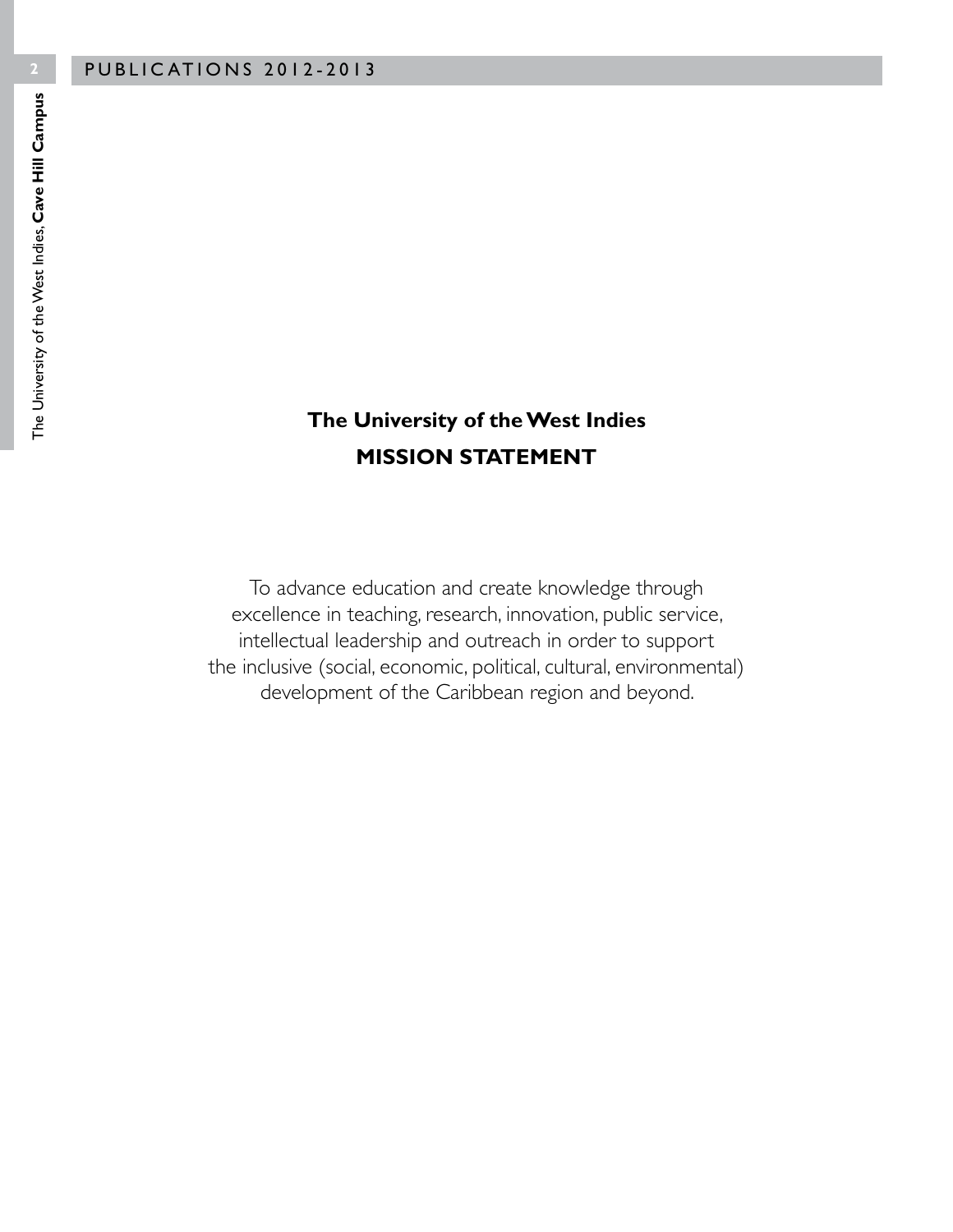## The University of the West Indies

## MISSION STATEMENT

To advance education and create knowledge through excellence in teaching, research, innovation, public service, intellectual leadership and outreach in order to support the inclusive (social, economic, political, cultural, environmental) development of the Caribbean region and beyond.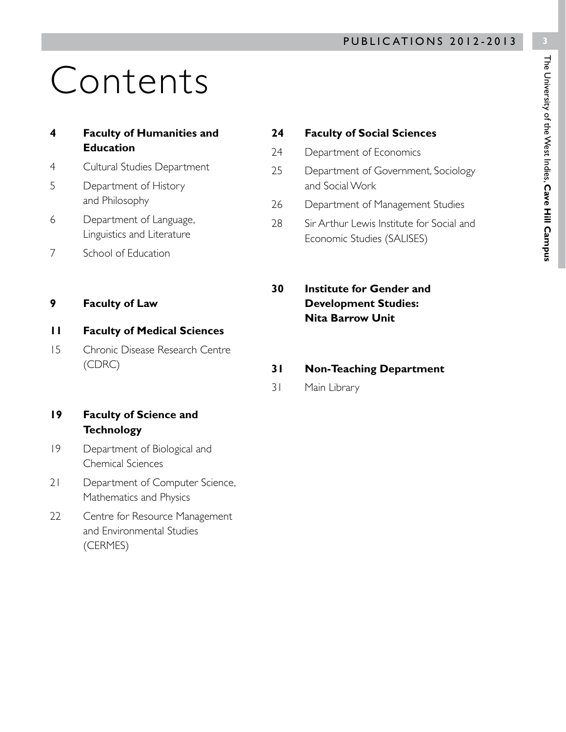# Contents

**4 Faculty of Humanities and Education**

4 Cultural Studies Department

5 Department of History and Philosophy

6 Department of Language, Linguistics and Literature

7 School of Education

**9 Faculty of Law**

**11 Faculty of Medical Sciences**

15 Chronic Disease Research Centre (CDRC)

**19 Faculty of Science and Technology**

19 Department of Biological and Chemical Sciences

21 Department of Computer Science, Mathematics and Physics

22 Centre for Resource Management and Environmental Studies (CERMES)

**24 Faculty of Social Sciences**

24 Department of Economics

25 Department of Government, Sociology and Social Work

26 Department of Management Studies

28 Sir Arthur Lewis Institute for Social and Economic Studies (SALISES)

**30 Institute for Gender and Development Studies: Nita Barrow Unit**

**31 Non-Teaching Department**

31 Main Library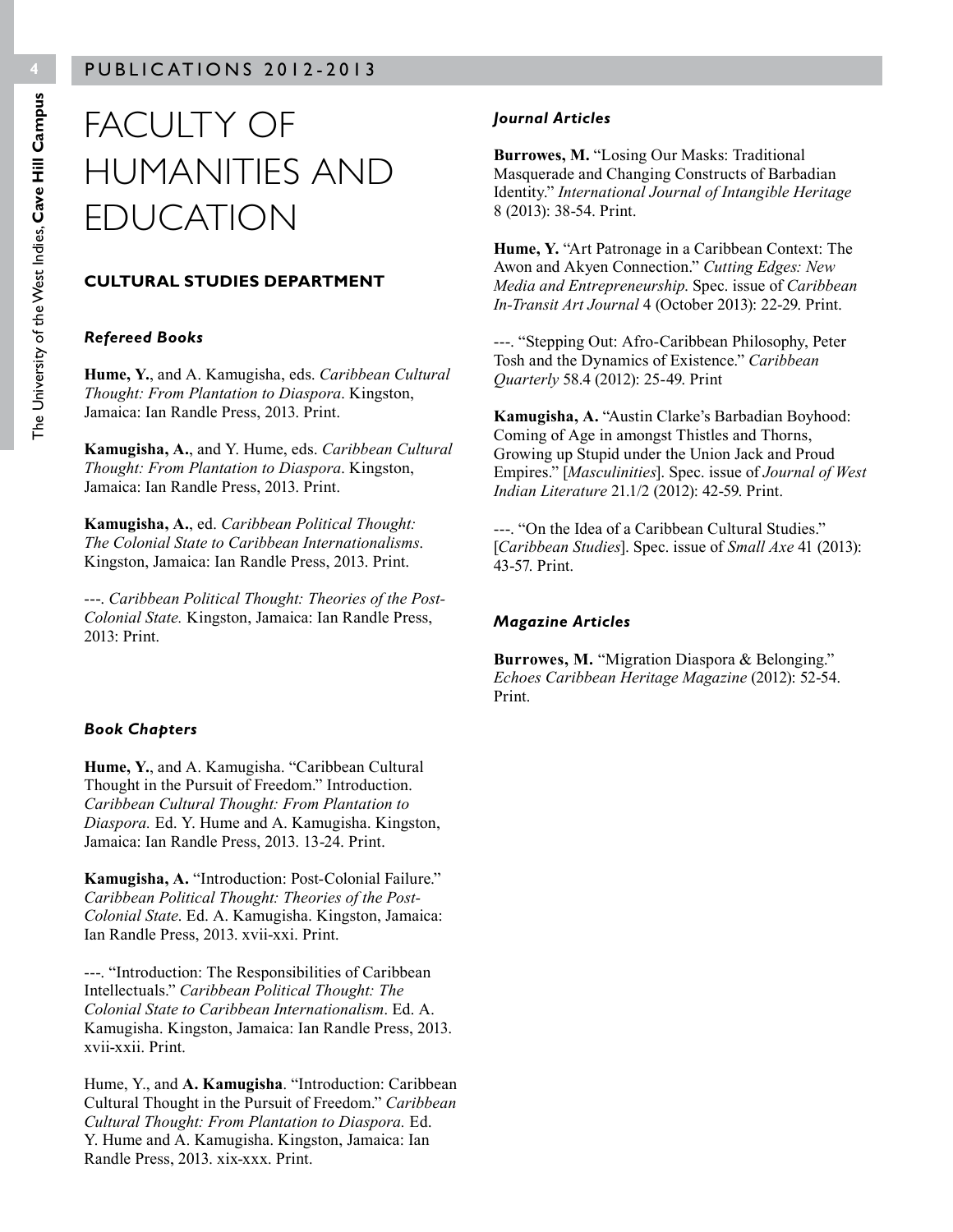# FACULTY OF HUMANITIES AND EDUCATION

## CULTURAL STUDIES DEPARTMENT

### *Refereed Books*

**Hume, Y.**, and A. Kamugisha, eds. *Caribbean Cultural Thought: From Plantation to Diaspora*. Kingston, Jamaica: Ian Randle Press, 2013. Print.

**Kamugisha, A.**, and Y. Hume, eds. *Caribbean Cultural Thought: From Plantation to Diaspora*. Kingston, Jamaica: Ian Randle Press, 2013. Print.

**Kamugisha, A.**, ed. *Caribbean Political Thought: The Colonial State to Caribbean Internationalisms*. Kingston, Jamaica: Ian Randle Press, 2013. Print.

---. *Caribbean Political Thought: Theories of the Post-Colonial State.* Kingston, Jamaica: Ian Randle Press, 2013: Print.

### *Book Chapters*

**Hume, Y.**, and A. Kamugisha. "Caribbean Cultural Thought in the Pursuit of Freedom." Introduction. *Caribbean Cultural Thought: From Plantation to Diaspora.* Ed. Y. Hume and A. Kamugisha. Kingston, Jamaica: Ian Randle Press, 2013. 13-24. Print.

**Kamugisha, A.** "Introduction: Post-Colonial Failure." *Caribbean Political Thought: Theories of the Post-Colonial State*. Ed. A. Kamugisha. Kingston, Jamaica: Ian Randle Press, 2013. xvii-xxi. Print.

---. "Introduction: The Responsibilities of Caribbean Intellectuals." *Caribbean Political Thought: The Colonial State to Caribbean Internationalism*. Ed. A. Kamugisha. Kingston, Jamaica: Ian Randle Press, 2013. xvii-xxii. Print.

Hume, Y., and **A. Kamugisha**. "Introduction: Caribbean Cultural Thought in the Pursuit of Freedom." *Caribbean Cultural Thought: From Plantation to Diaspora.* Ed. Y. Hume and A. Kamugisha. Kingston, Jamaica: Ian Randle Press, 2013. xix-xxx. Print.

### *Journal Articles*

**Burrowes, M.** "Losing Our Masks: Traditional Masquerade and Changing Constructs of Barbadian Identity." *International Journal of Intangible Heritage* 8 (2013): 38-54. Print.

**Hume, Y.** "Art Patronage in a Caribbean Context: The Awon and Akyen Connection." *Cutting Edges: New Media and Entrepreneurship*. Spec. issue of *Caribbean In-Transit Art Journal* 4 (October 2013): 22-29. Print.

---. "Stepping Out: Afro-Caribbean Philosophy, Peter Tosh and the Dynamics of Existence." *Caribbean Quarterly* 58.4 (2012): 25-49. Print

**Kamugisha, A.** "Austin Clarke's Barbadian Boyhood: Coming of Age in amongst Thistles and Thorns, Growing up Stupid under the Union Jack and Proud Empires." [*Masculinities*]. Spec. issue of *Journal of West Indian Literature* 21.1/2 (2012): 42-59. Print.

---. "On the Idea of a Caribbean Cultural Studies." [*Caribbean Studies*]. Spec. issue of *Small Axe* 41 (2013): 43-57. Print.

### *Magazine Articles*

**Burrowes, M.** "Migration Diaspora & Belonging." *Echoes Caribbean Heritage Magazine* (2012): 52-54. Print.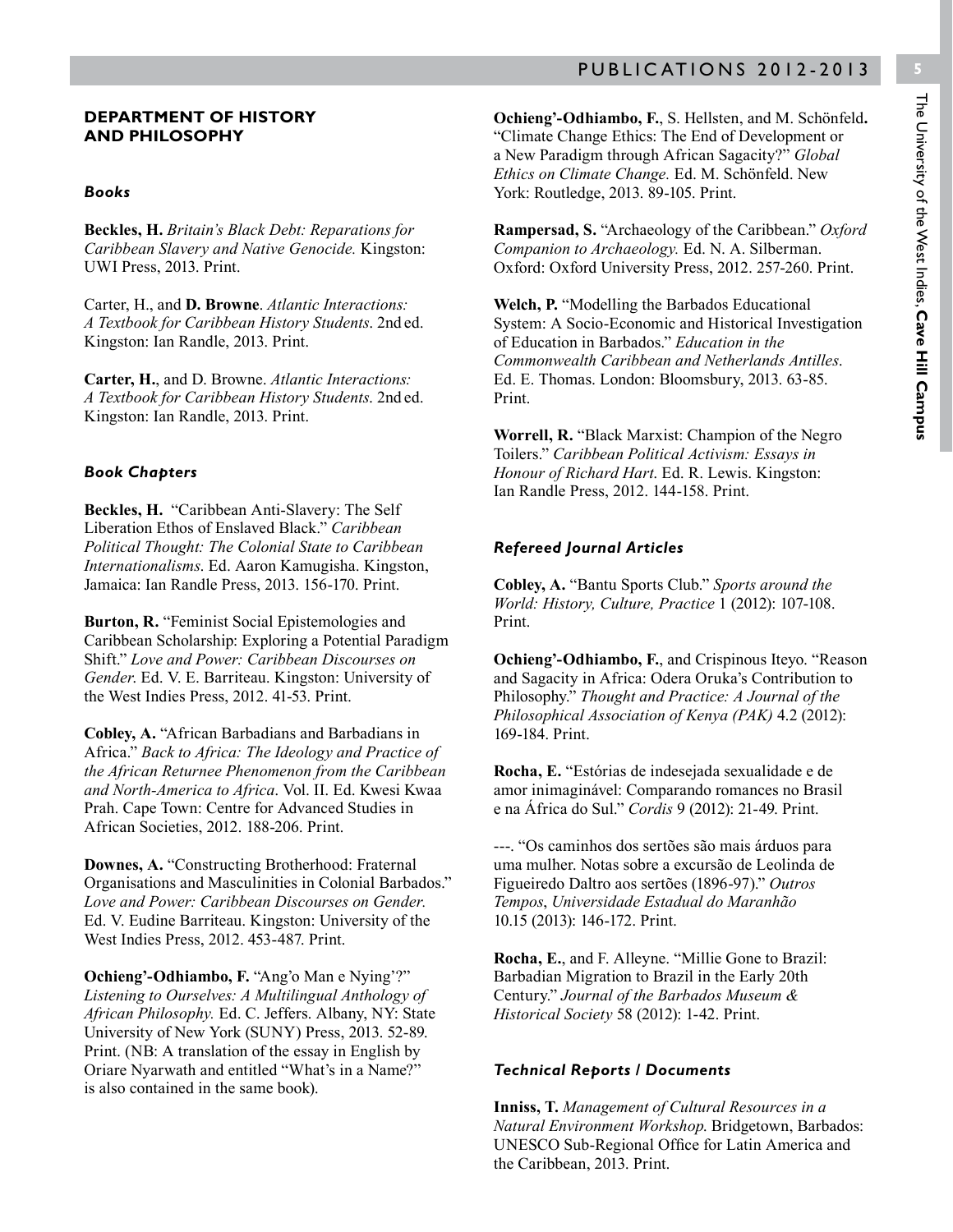## DEPARTMENT OF HISTORY AND PHILOSOPHY

### *Books*

**Beckles, H.** *Britain's Black Debt: Reparations for Caribbean Slavery and Native Genocide.* Kingston: UWI Press, 2013. Print.

Carter, H., and **D. Browne**. *Atlantic Interactions: A Textbook for Caribbean History Students*. 2nd ed. Kingston: Ian Randle, 2013. Print.

**Carter, H.**, and D. Browne. *Atlantic Interactions: A Textbook for Caribbean History Students*. 2nd ed. Kingston: Ian Randle, 2013. Print.

### *Book Chapters*

**Beckles, H.** "Caribbean Anti-Slavery: The Self Liberation Ethos of Enslaved Black." *Caribbean Political Thought: The Colonial State to Caribbean Internationalisms.* Ed. Aaron Kamugisha. Kingston, Jamaica: Ian Randle Press, 2013. 156-170. Print.

**Burton, R.** "Feminist Social Epistemologies and Caribbean Scholarship: Exploring a Potential Paradigm Shift." *Love and Power: Caribbean Discourses on Gender*. Ed. V. E. Barriteau. Kingston: University of the West Indies Press, 2012. 41-53. Print.

**Cobley, A.** "African Barbadians and Barbadians in Africa." *Back to Africa: The Ideology and Practice of the African Returnee Phenomenon from the Caribbean and North-America to Africa*. Vol. II. Ed. Kwesi Kwaa Prah. Cape Town: Centre for Advanced Studies in African Societies, 2012. 188-206. Print.

**Downes, A.** "Constructing Brotherhood: Fraternal Organisations and Masculinities in Colonial Barbados." *Love and Power: Caribbean Discourses on Gender.* Ed. V. Eudine Barriteau. Kingston: University of the West Indies Press, 2012. 453-487. Print.

**Ochieng'-Odhiambo, F.** "Ang'o Man e Nying'?" *Listening to Ourselves: A Multilingual Anthology of African Philosophy.* Ed. C. Jeffers. Albany, NY: State University of New York (SUNY) Press, 2013. 52-89. Print. (NB: A translation of the essay in English by Oriare Nyarwath and entitled "What's in a Name?" is also contained in the same book).

**Ochieng'-Odhiambo, F.**, S. Hellsten, and M. Schönfeld**.** "Climate Change Ethics: The End of Development or a New Paradigm through African Sagacity?" *Global Ethics on Climate Change.* Ed. M. Schönfeld. New York: Routledge, 2013. 89-105. Print.

**Rampersad, S.** "Archaeology of the Caribbean." *Oxford Companion to Archaeology.* Ed. N. A. Silberman. Oxford: Oxford University Press, 2012. 257-260. Print.

**Welch, P.** "Modelling the Barbados Educational System: A Socio-Economic and Historical Investigation of Education in Barbados." *Education in the Commonwealth Caribbean and Netherlands Antilles*. Ed. E. Thomas. London: Bloomsbury, 2013. 63-85. Print.

**Worrell, R.** "Black Marxist: Champion of the Negro Toilers." *Caribbean Political Activism: Essays in Honour of Richard Hart*. Ed. R. Lewis. Kingston: Ian Randle Press, 2012. 144-158. Print.

### *Refereed Journal Articles*

**Cobley, A.** "Bantu Sports Club." *Sports around the World: History, Culture, Practice* 1 (2012): 107-108. Print.

**Ochieng'-Odhiambo, F.**, and Crispinous Iteyo. "Reason and Sagacity in Africa: Odera Oruka's Contribution to Philosophy." *Thought and Practice: A Journal of the Philosophical Association of Kenya (PAK)* 4.2 (2012): 169-184. Print.

**Rocha, E.** "Estórias de indesejada sexualidade e de amor inimaginável: Comparando romances no Brasil e na África do Sul." *Cordis* 9 (2012): 21-49. Print.

---. "Os caminhos dos sertões são mais árduos para uma mulher. Notas sobre a excursão de Leolinda de Figueiredo Daltro aos sertões (1896-97)." *Outros Tempos*, *Universidade Estadual do Maranhão* 10.15 (2013): 146-172. Print.

**Rocha, E.**, and F. Alleyne. "Millie Gone to Brazil: Barbadian Migration to Brazil in the Early 20th Century." *Journal of the Barbados Museum & Historical Society* 58 (2012): 1-42. Print.

### *Technical Reports / Documents*

**Inniss, T.** *Management of Cultural Resources in a Natural Environment Workshop*. Bridgetown, Barbados: UNESCO Sub-Regional Office for Latin America and the Caribbean, 2013. Print.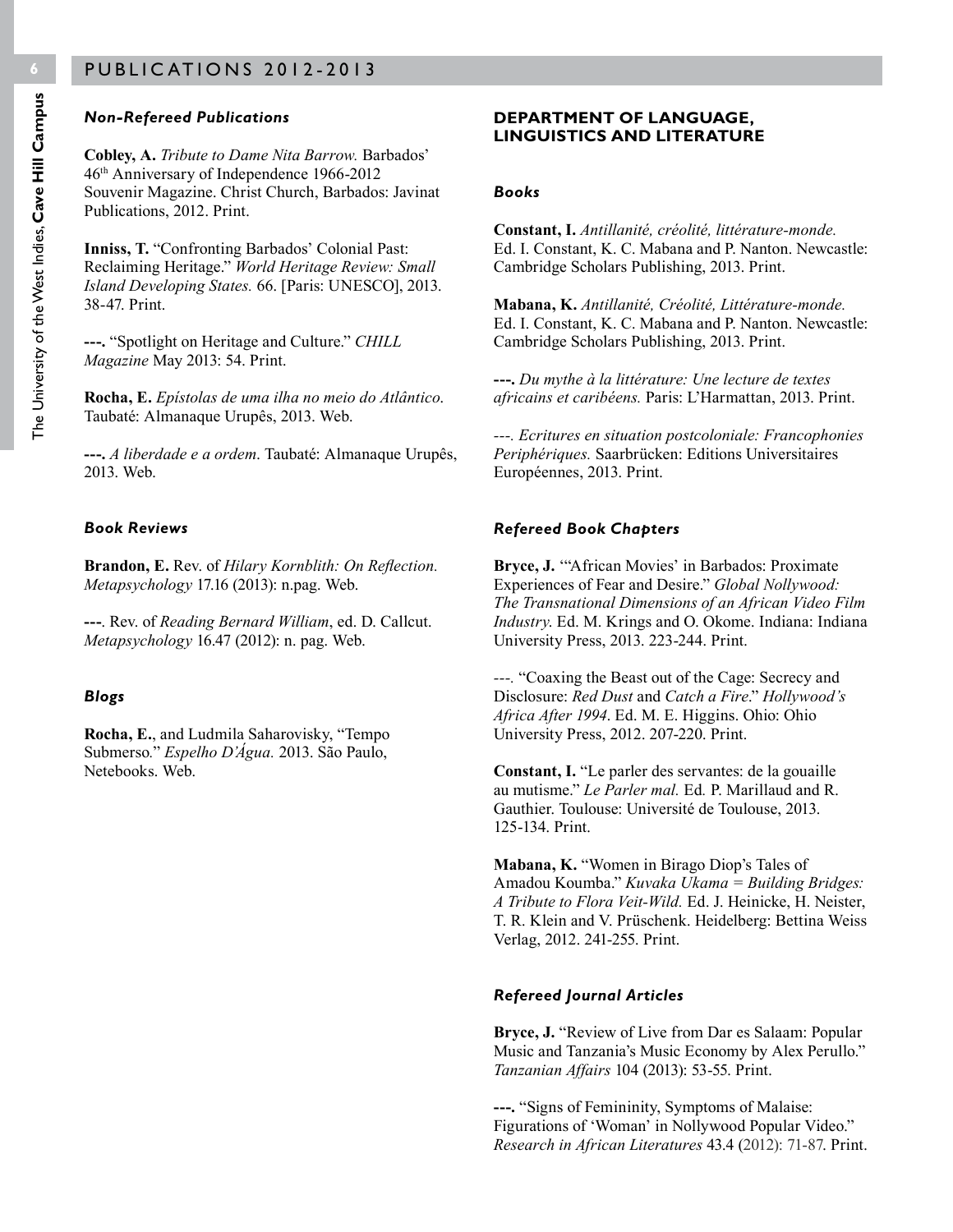### *Non-Refereed Publications*

**Cobley, A.** *Tribute to Dame Nita Barrow.* Barbados' 46th Anniversary of Independence 1966-2012 Souvenir Magazine. Christ Church, Barbados: Javinat Publications, 2012. Print.

**Inniss, T.** "Confronting Barbados' Colonial Past: Reclaiming Heritage." *World Heritage Review: Small Island Developing States.* 66. [Paris: UNESCO], 2013. 38-47. Print.

**---.** "Spotlight on Heritage and Culture." *CHILL Magazine* May 2013: 54. Print.

**Rocha, E.** *Epístolas de uma ilha no meio do Atlântico*. Taubaté: Almanaque Urupês, 2013. Web.

**---.** *A liberdade e a ordem*. Taubaté: Almanaque Urupês, 2013. Web.

### *Book Reviews*

**Brandon, E.** Rev. of *Hilary Kornblith: On Reflection. Metapsychology* 17.16 (2013): n.pag. Web.

**---**. Rev. of *Reading Bernard William*, ed. D. Callcut. *Metapsychology* 16.47 (2012): n. pag. Web.

### *Blogs*

**Rocha, E.**, and Ludmila Saharovisky, "Tempo Submerso." *Espelho D'Água.* 2013. São Paulo, Netebooks. Web.

## DEPARTMENT OF LANGUAGE, LINGUISTICS AND LITERATURE

### *Books*

**Constant, I.** *Antillanité, créolité, littérature-monde.* Ed. I. Constant, K. C. Mabana and P. Nanton. Newcastle: Cambridge Scholars Publishing, 2013. Print.

**Mabana, K.** *Antillanité, Créolité, Littérature-monde.* Ed. I. Constant, K. C. Mabana and P. Nanton. Newcastle: Cambridge Scholars Publishing, 2013. Print.

**---.** *Du mythe à la littérature: Une lecture de textes africains et caribéens.* Paris: L'Harmattan, 2013. Print.

---. *Ecritures en situation postcoloniale: Francophonies Periphériques.* Saarbrücken: Editions Universitaires Européennes, 2013. Print.

### *Refereed Book Chapters*

**Bryce, J.** "'African Movies' in Barbados: Proximate Experiences of Fear and Desire." *Global Nollywood: The Transnational Dimensions of an African Video Film Industry.* Ed. M. Krings and O. Okome. Indiana: Indiana University Press, 2013. 223-244. Print.

---. "Coaxing the Beast out of the Cage: Secrecy and Disclosure: *Red Dust* and *Catch a Fire*." *Hollywood's Africa After 1994*. Ed. M. E. Higgins. Ohio: Ohio University Press, 2012. 207-220. Print.

**Constant, I.** "Le parler des servantes: de la gouaille au mutisme." *Le Parler mal.* Ed. P. Marillaud and R. Gauthier. Toulouse: Université de Toulouse, 2013. 125-134. Print.

**Mabana, K.** "Women in Birago Diop's Tales of Amadou Koumba." *Kuvaka Ukama = Building Bridges: A Tribute to Flora Veit-Wild.* Ed. J. Heinicke, H. Neister, T. R. Klein and V. Prüschenk. Heidelberg: Bettina Weiss Verlag, 2012. 241-255. Print.

### *Refereed Journal Articles*

**Bryce, J.** "Review of Live from Dar es Salaam: Popular Music and Tanzania's Music Economy by Alex Perullo." *Tanzanian Affairs* 104 (2013): 53-55. Print.

**---.** "Signs of Femininity, Symptoms of Malaise: Figurations of 'Woman' in Nollywood Popular Video." *Research in African Literatures* 43.4 (2012): 71-87. Print.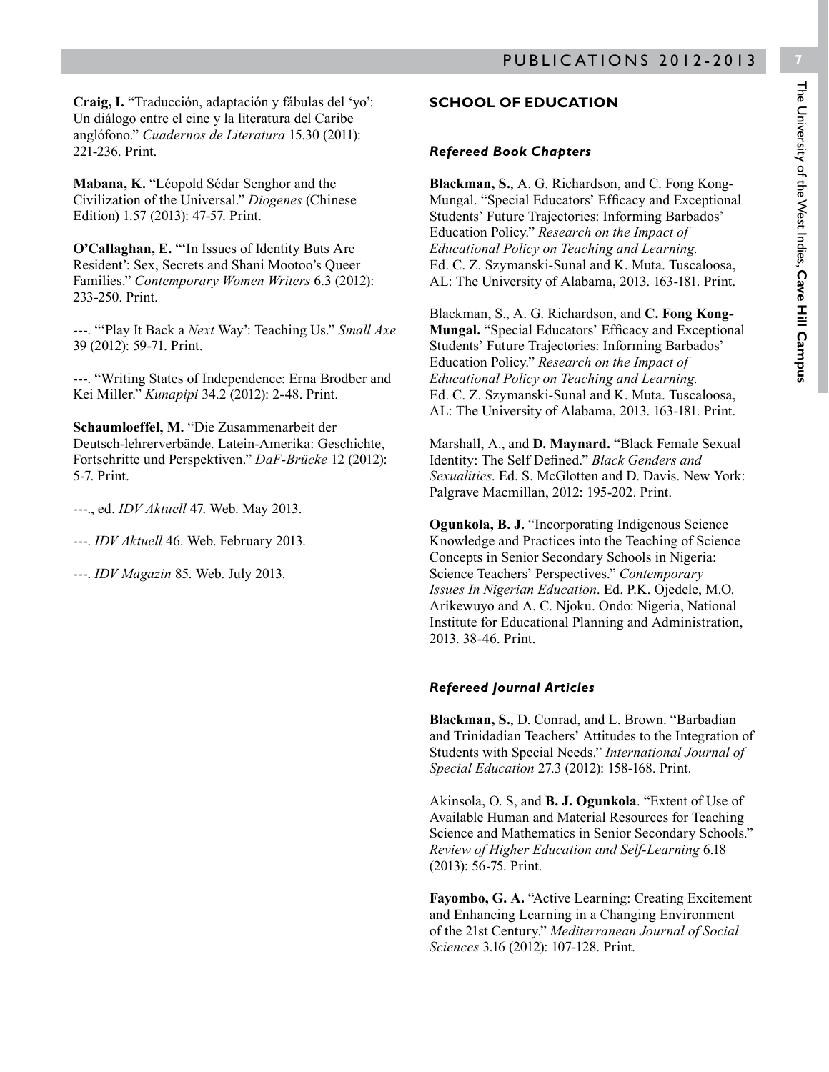**Craig, I.** "Traducción, adaptación y fábulas del 'yo': Un diálogo entre el cine y la literatura del Caribe anglófono." *Cuadernos de Literatura* 15.30 (2011): 221-236. Print.

**Mabana, K.** "Léopold Sédar Senghor and the Civilization of the Universal." *Diogenes* (Chinese Edition) 1.57 (2013): 47-57. Print.

**O'Callaghan, E.** "'In Issues of Identity Buts Are Resident': Sex, Secrets and Shani Mootoo's Queer Families." *Contemporary Women Writers* 6.3 (2012): 233-250. Print.

---. "'Play It Back a *Next* Way': Teaching Us." *Small Axe* 39 (2012): 59-71. Print.

---. "Writing States of Independence: Erna Brodber and Kei Miller." *Kunapipi* 34.2 (2012): 2-48. Print.

**Schaumloeffel, M.** "Die Zusammenarbeit der Deutsch-lehrerverbände. Latein-Amerika: Geschichte, Fortschritte und Perspektiven." *DaF-Brücke* 12 (2012): 5-7. Print.

---., ed. *IDV Aktuell* 47. Web. May 2013.

---. *IDV Aktuell* 46. Web. February 2013.

---. *IDV Magazin* 85. Web. July 2013.

## SCHOOL OF EDUCATION

### *Refereed Book Chapters*

**Blackman, S.**, A. G. Richardson, and C. Fong Kong-Mungal. "Special Educators' Efficacy and Exceptional Students' Future Trajectories: Informing Barbados' Education Policy." *Research on the Impact of Educational Policy on Teaching and Learning.* Ed. C. Z. Szymanski-Sunal and K. Muta. Tuscaloosa, AL: The University of Alabama, 2013. 163-181. Print.

Blackman, S., A. G. Richardson, and **C. Fong Kong-Mungal.** "Special Educators' Efficacy and Exceptional Students' Future Trajectories: Informing Barbados' Education Policy." *Research on the Impact of Educational Policy on Teaching and Learning.* Ed. C. Z. Szymanski-Sunal and K. Muta. Tuscaloosa, AL: The University of Alabama, 2013. 163-181. Print.

Marshall, A., and **D. Maynard.** "Black Female Sexual Identity: The Self Defined." *Black Genders and Sexualities*. Ed. S. McGlotten and D. Davis. New York: Palgrave Macmillan, 2012: 195-202. Print.

**Ogunkola, B. J.** "Incorporating Indigenous Science Knowledge and Practices into the Teaching of Science Concepts in Senior Secondary Schools in Nigeria: Science Teachers' Perspectives." *Contemporary Issues In Nigerian Education*. Ed. P.K. Ojedele, M.O. Arikewuyo and A. C. Njoku. Ondo: Nigeria, National Institute for Educational Planning and Administration, 2013. 38-46. Print.

### *Refereed Journal Articles*

**Blackman, S.**, D. Conrad, and L. Brown. "Barbadian and Trinidadian Teachers' Attitudes to the Integration of Students with Special Needs." *International Journal of Special Education* 27.3 (2012): 158-168. Print.

Akinsola, O. S, and **B. J. Ogunkola**. "Extent of Use of Available Human and Material Resources for Teaching Science and Mathematics in Senior Secondary Schools." *Review of Higher Education and Self-Learning* 6.18 (2013): 56-75. Print.

**Fayombo, G. A.** "Active Learning: Creating Excitement and Enhancing Learning in a Changing Environment of the 21st Century." *Mediterranean Journal of Social Sciences* 3.16 (2012): 107-128. Print.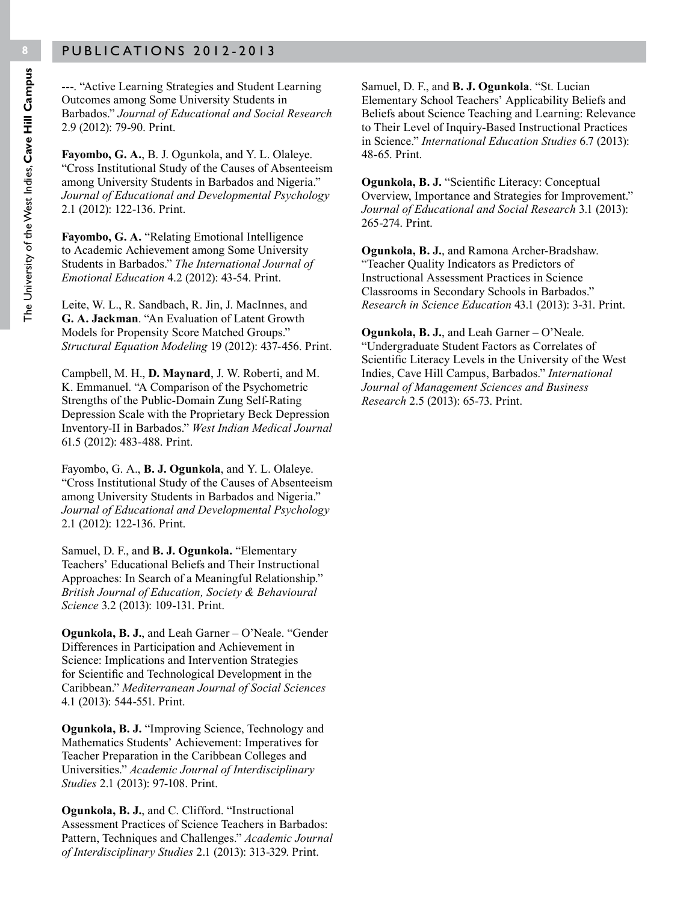---. "Active Learning Strategies and Student Learning Outcomes among Some University Students in Barbados." *Journal of Educational and Social Research* 2.9 (2012): 79-90. Print.

**Fayombo, G. A.**, B. J. Ogunkola, and Y. L. Olaleye. "Cross Institutional Study of the Causes of Absenteeism among University Students in Barbados and Nigeria." *Journal of Educational and Developmental Psychology* 2.1 (2012): 122-136. Print.

**Fayombo, G. A.** "Relating Emotional Intelligence to Academic Achievement among Some University Students in Barbados." *The International Journal of Emotional Education* 4.2 (2012): 43-54. Print.

Leite, W. L., R. Sandbach, R. Jin, J. MacInnes, and **G. A. Jackman**. "An Evaluation of Latent Growth Models for Propensity Score Matched Groups." *Structural Equation Modeling* 19 (2012): 437-456. Print.

Campbell, M. H., **D. Maynard**, J. W. Roberti, and M. K. Emmanuel. "A Comparison of the Psychometric Strengths of the Public-Domain Zung Self-Rating Depression Scale with the Proprietary Beck Depression Inventory-II in Barbados." *West Indian Medical Journal* 61.5 (2012): 483-488. Print.

Fayombo, G. A., **B. J. Ogunkola**, and Y. L. Olaleye. "Cross Institutional Study of the Causes of Absenteeism among University Students in Barbados and Nigeria." *Journal of Educational and Developmental Psychology* 2.1 (2012): 122-136. Print.

Samuel, D. F., and **B. J. Ogunkola.** "Elementary Teachers' Educational Beliefs and Their Instructional Approaches: In Search of a Meaningful Relationship." *British Journal of Education, Society & Behavioural Science* 3.2 (2013): 109-131. Print.

**Ogunkola, B. J.**, and Leah Garner – O'Neale. "Gender Differences in Participation and Achievement in Science: Implications and Intervention Strategies for Scientific and Technological Development in the Caribbean." *Mediterranean Journal of Social Sciences* 4.1 (2013): 544-551. Print.

**Ogunkola, B. J.** "Improving Science, Technology and Mathematics Students' Achievement: Imperatives for Teacher Preparation in the Caribbean Colleges and Universities." *Academic Journal of Interdisciplinary Studies* 2.1 (2013): 97-108. Print.

**Ogunkola, B. J.**, and C. Clifford. "Instructional Assessment Practices of Science Teachers in Barbados: Pattern, Techniques and Challenges." *Academic Journal of Interdisciplinary Studies* 2.1 (2013): 313-329. Print.

Samuel, D. F., and **B. J. Ogunkola**. "St. Lucian Elementary School Teachers' Applicability Beliefs and Beliefs about Science Teaching and Learning: Relevance to Their Level of Inquiry-Based Instructional Practices in Science." *International Education Studies* 6.7 (2013): 48-65. Print.

**Ogunkola, B. J.** "Scientific Literacy: Conceptual Overview, Importance and Strategies for Improvement." *Journal of Educational and Social Research* 3.1 (2013): 265-274. Print.

**Ogunkola, B. J.**, and Ramona Archer-Bradshaw. "Teacher Quality Indicators as Predictors of Instructional Assessment Practices in Science Classrooms in Secondary Schools in Barbados." *Research in Science Education* 43.1 (2013): 3-31. Print.

**Ogunkola, B. J.**, and Leah Garner – O'Neale. "Undergraduate Student Factors as Correlates of Scientific Literacy Levels in the University of the West Indies, Cave Hill Campus, Barbados." *International Journal of Management Sciences and Business Research* 2.5 (2013): 65-73. Print.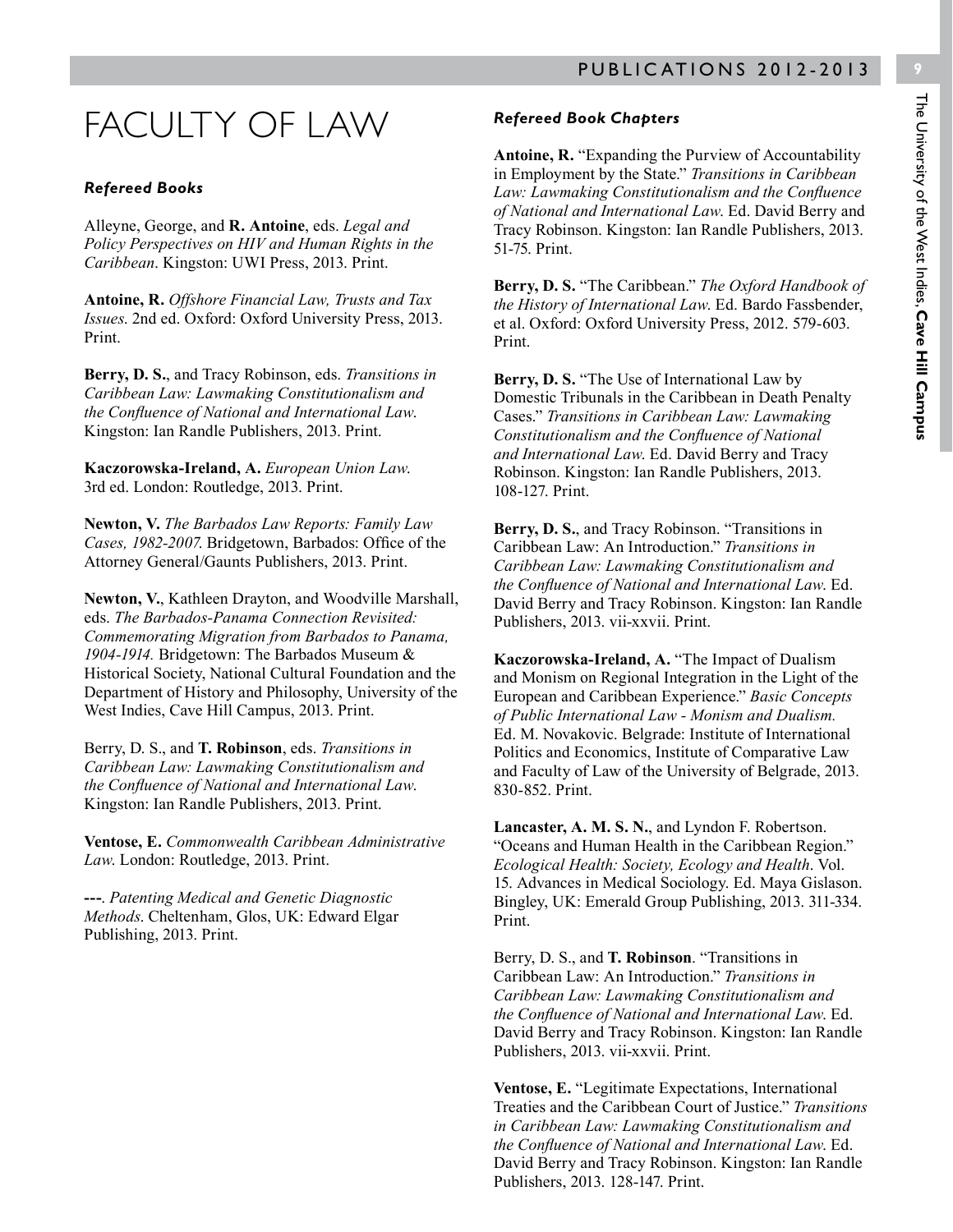# FACULTY OF LAW

### *Refereed Books*

Alleyne, George, and **R. Antoine**, eds. *Legal and Policy Perspectives on HIV and Human Rights in the Caribbean*. Kingston: UWI Press, 2013. Print.

**Antoine, R.** *Offshore Financial Law, Trusts and Tax Issues*. 2nd ed. Oxford: Oxford University Press, 2013. Print.

**Berry, D. S.**, and Tracy Robinson, eds. *Transitions in Caribbean Law: Lawmaking Constitutionalism and the Confluence of National and International Law.* Kingston: Ian Randle Publishers, 2013. Print.

**Kaczorowska-Ireland, A.** *European Union Law.* 3rd ed. London: Routledge, 2013. Print.

**Newton, V.** *The Barbados Law Reports: Family Law Cases, 1982-2007*. Bridgetown, Barbados: Office of the Attorney General/Gaunts Publishers, 2013. Print.

**Newton, V.**, Kathleen Drayton, and Woodville Marshall, eds. *The Barbados-Panama Connection Revisited: Commemorating Migration from Barbados to Panama, 1904-1914.* Bridgetown: The Barbados Museum & Historical Society, National Cultural Foundation and the Department of History and Philosophy, University of the West Indies, Cave Hill Campus, 2013. Print.

Berry, D. S., and **T. Robinson**, eds. *Transitions in Caribbean Law: Lawmaking Constitutionalism and the Confluence of National and International Law.* Kingston: Ian Randle Publishers, 2013. Print.

**Ventose, E.** *Commonwealth Caribbean Administrative Law.* London: Routledge, 2013. Print.

**---**. *Patenting Medical and Genetic Diagnostic Methods*. Cheltenham, Glos, UK: Edward Elgar Publishing, 2013. Print.

### *Refereed Book Chapters*

**Antoine, R.** "Expanding the Purview of Accountability in Employment by the State." *Transitions in Caribbean Law: Lawmaking Constitutionalism and the Confluence of National and International Law.* Ed. David Berry and Tracy Robinson. Kingston: Ian Randle Publishers, 2013. 51-75. Print.

**Berry, D. S.** "The Caribbean." *The Oxford Handbook of the History of International Law.* Ed. Bardo Fassbender, et al. Oxford: Oxford University Press, 2012. 579-603. Print.

**Berry, D. S.** "The Use of International Law by Domestic Tribunals in the Caribbean in Death Penalty Cases." *Transitions in Caribbean Law: Lawmaking Constitutionalism and the Confluence of National and International Law.* Ed. David Berry and Tracy Robinson. Kingston: Ian Randle Publishers, 2013. 108-127. Print.

**Berry, D. S.**, and Tracy Robinson. "Transitions in Caribbean Law: An Introduction." *Transitions in Caribbean Law: Lawmaking Constitutionalism and the Confluence of National and International Law.* Ed. David Berry and Tracy Robinson. Kingston: Ian Randle Publishers, 2013. vii-xxvii. Print.

**Kaczorowska-Ireland, A.** "The Impact of Dualism and Monism on Regional Integration in the Light of the European and Caribbean Experience." *Basic Concepts of Public International Law - Monism and Dualism.* Ed. M. Novakovic. Belgrade: Institute of International Politics and Economics, Institute of Comparative Law and Faculty of Law of the University of Belgrade, 2013. 830-852. Print.

**Lancaster, A. M. S. N.**, and Lyndon F. Robertson. "Oceans and Human Health in the Caribbean Region." *Ecological Health: Society, Ecology and Health*. Vol. 15. Advances in Medical Sociology. Ed. Maya Gislason. Bingley, UK: Emerald Group Publishing, 2013. 311-334. Print.

Berry, D. S., and **T. Robinson**. "Transitions in Caribbean Law: An Introduction." *Transitions in Caribbean Law: Lawmaking Constitutionalism and the Confluence of National and International Law.* Ed. David Berry and Tracy Robinson. Kingston: Ian Randle Publishers, 2013. vii-xxvii. Print.

**Ventose, E.** "Legitimate Expectations, International Treaties and the Caribbean Court of Justice." *Transitions in Caribbean Law: Lawmaking Constitutionalism and the Confluence of National and International Law.* Ed. David Berry and Tracy Robinson. Kingston: Ian Randle Publishers, 2013. 128-147. Print.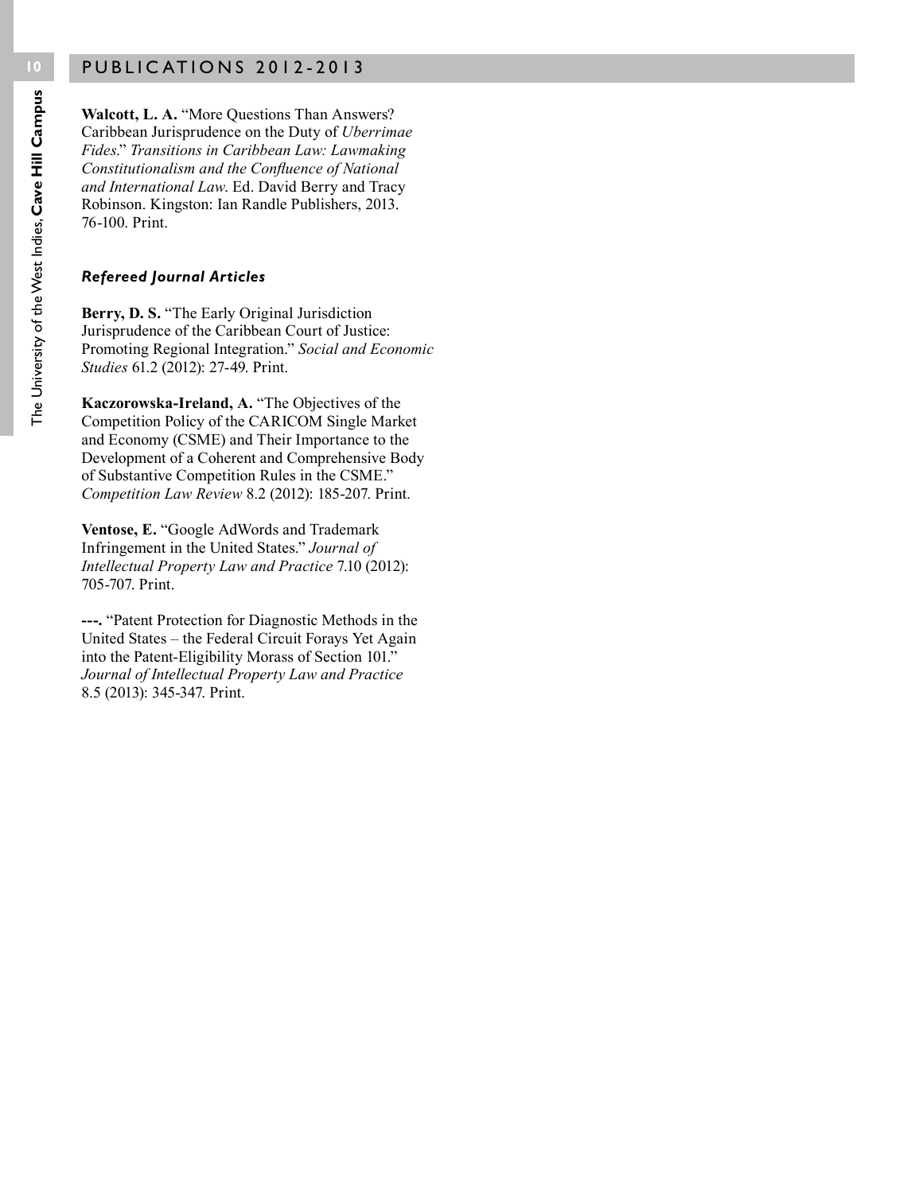**Walcott, L. A.** "More Questions Than Answers? Caribbean Jurisprudence on the Duty of *Uberrimae Fides*." *Transitions in Caribbean Law: Lawmaking Constitutionalism and the Confluence of National and International Law.* Ed. David Berry and Tracy Robinson. Kingston: Ian Randle Publishers, 2013. 76-100. Print.

### *Refereed Journal Articles*

**Berry, D. S.** "The Early Original Jurisdiction Jurisprudence of the Caribbean Court of Justice: Promoting Regional Integration." *Social and Economic Studies* 61.2 (2012): 27-49. Print.

**Kaczorowska-Ireland, A.** "The Objectives of the Competition Policy of the CARICOM Single Market and Economy (CSME) and Their Importance to the Development of a Coherent and Comprehensive Body of Substantive Competition Rules in the CSME." *Competition Law Review* 8.2 (2012): 185-207. Print.

**Ventose, E.** "Google AdWords and Trademark Infringement in the United States." *Journal of Intellectual Property Law and Practice* 7.10 (2012): 705-707. Print.

**---.** "Patent Protection for Diagnostic Methods in the United States – the Federal Circuit Forays Yet Again into the Patent-Eligibility Morass of Section 101." *Journal of Intellectual Property Law and Practice* 8.5 (2013): 345-347. Print.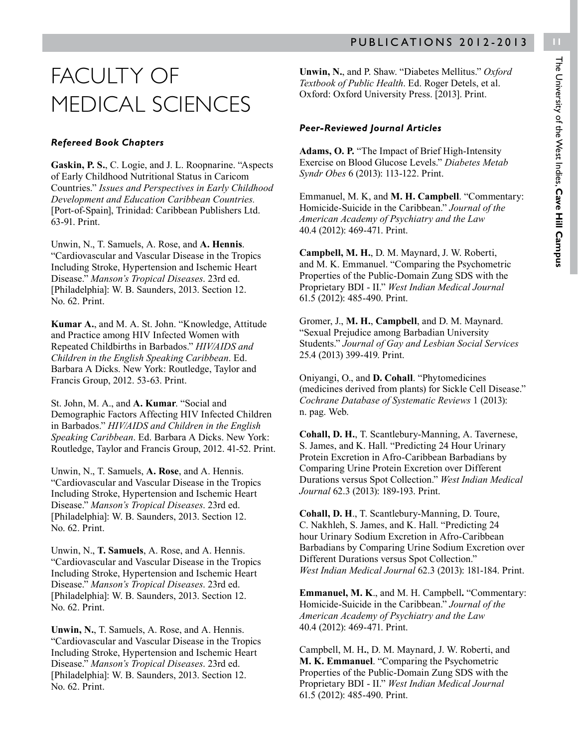# FACULTY OF MEDICAL SCIENCES

### *Refereed Book Chapters*

**Gaskin, P. S.**, C. Logie, and J. L. Roopnarine. "Aspects of Early Childhood Nutritional Status in Caricom Countries." *Issues and Perspectives in Early Childhood Development and Education Caribbean Countries.* [Port-of-Spain], Trinidad: Caribbean Publishers Ltd. 63-91. Print.

Unwin, N., T. Samuels, A. Rose, and **A. Hennis**. "Cardiovascular and Vascular Disease in the Tropics Including Stroke, Hypertension and Ischemic Heart Disease." *Manson's Tropical Diseases*. 23rd ed. [Philadelphia]: W. B. Saunders, 2013. Section 12. No. 62. Print.

**Kumar A.**, and M. A. St. John. "Knowledge, Attitude and Practice among HIV Infected Women with Repeated Childbirths in Barbados." *HIV/AIDS and Children in the English Speaking Caribbean*. Ed. Barbara A Dicks. New York: Routledge, Taylor and Francis Group, 2012. 53-63. Print.

St. John, M. A., and **A. Kumar**. "Social and Demographic Factors Affecting HIV Infected Children in Barbados." *HIV/AIDS and Children in the English Speaking Caribbean*. Ed. Barbara A Dicks. New York: Routledge, Taylor and Francis Group, 2012. 41-52. Print.

Unwin, N., T. Samuels, **A. Rose**, and A. Hennis. "Cardiovascular and Vascular Disease in the Tropics Including Stroke, Hypertension and Ischemic Heart Disease." *Manson's Tropical Diseases*. 23rd ed. [Philadelphia]: W. B. Saunders, 2013. Section 12. No. 62. Print.

Unwin, N., **T. Samuels**, A. Rose, and A. Hennis. "Cardiovascular and Vascular Disease in the Tropics Including Stroke, Hypertension and Ischemic Heart Disease." *Manson's Tropical Diseases*. 23rd ed. [Philadelphia]: W. B. Saunders, 2013. Section 12. No. 62. Print.

**Unwin, N.**, T. Samuels, A. Rose, and A. Hennis. "Cardiovascular and Vascular Disease in the Tropics Including Stroke, Hypertension and Ischemic Heart Disease." *Manson's Tropical Diseases*. 23rd ed. [Philadelphia]: W. B. Saunders, 2013. Section 12. No. 62. Print.

**Unwin, N.**, and P. Shaw. "Diabetes Mellitus." *Oxford Textbook of Public Health*. Ed. Roger Detels, et al. Oxford: Oxford University Press. [2013]. Print.

### *Peer-Reviewed Journal Articles*

**Adams, O. P.** "The Impact of Brief High-Intensity Exercise on Blood Glucose Levels." *Diabetes Metab Syndr Obes* 6 (2013): 113-122. Print.

Emmanuel, M. K, and **M. H. Campbell**. "Commentary: Homicide-Suicide in the Caribbean." *Journal of the American Academy of Psychiatry and the Law* 40.4 (2012): 469-471. Print.

**Campbell, M. H.**, D. M. Maynard, J. W. Roberti, and M. K. Emmanuel. "Comparing the Psychometric Properties of the Public-Domain Zung SDS with the Proprietary BDI - II." *West Indian Medical Journal* 61.5 (2012): 485-490. Print.

Gromer, J., **M. H.**, **Campbell**, and D. M. Maynard. "Sexual Prejudice among Barbadian University Students." *Journal of Gay and Lesbian Social Services* 25.4 (2013) 399-419. Print.

Oniyangi, O., and **D. Cohall**. "Phytomedicines (medicines derived from plants) for Sickle Cell Disease." *Cochrane Database of Systematic Reviews* 1 (2013): n. pag. Web.

**Cohall, D. H.**, T. Scantlebury-Manning, A. Tavernese, S. James, and K. Hall. "Predicting 24 Hour Urinary Protein Excretion in Afro-Caribbean Barbadians by Comparing Urine Protein Excretion over Different Durations versus Spot Collection." *West Indian Medical Journal* 62.3 (2013): 189-193. Print.

**Cohall, D. H**., T. Scantlebury-Manning, D. Toure, C. Nakhleh, S. James, and K. Hall. "Predicting 24 hour Urinary Sodium Excretion in Afro-Caribbean Barbadians by Comparing Urine Sodium Excretion over Different Durations versus Spot Collection." *West Indian Medical Journal* 62.3 (2013): 181-184. Print.

**Emmanuel, M. K**., and M. H. Campbell**.** "Commentary: Homicide-Suicide in the Caribbean." *Journal of the American Academy of Psychiatry and the Law* 40.4 (2012): 469-471. Print.

Campbell, M. H**.**, D. M. Maynard, J. W. Roberti, and **M. K. Emmanuel**. "Comparing the Psychometric Properties of the Public-Domain Zung SDS with the Proprietary BDI - II." *West Indian Medical Journal* 61.5 (2012): 485-490. Print.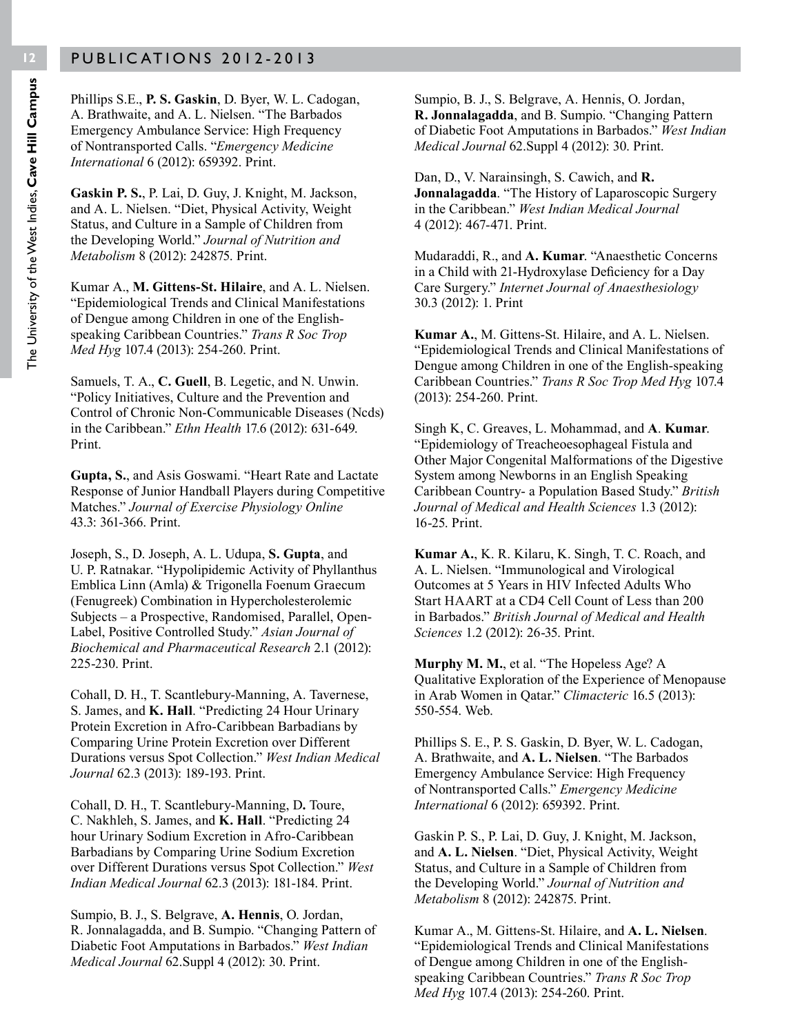Phillips S.E., **P. S. Gaskin**, D. Byer, W. L. Cadogan, A. Brathwaite, and A. L. Nielsen. "The Barbados Emergency Ambulance Service: High Frequency of Nontransported Calls. "*Emergency Medicine International* 6 (2012): 659392. Print.

**Gaskin P. S.**, P. Lai, D. Guy, J. Knight, M. Jackson, and A. L. Nielsen. "Diet, Physical Activity, Weight Status, and Culture in a Sample of Children from the Developing World." *Journal of Nutrition and Metabolism* 8 (2012): 242875. Print.

Kumar A., **M. Gittens-St. Hilaire**, and A. L. Nielsen. "Epidemiological Trends and Clinical Manifestations of Dengue among Children in one of the English-speaking Caribbean Countries." *Trans R Soc Trop Med Hyg* 107.4 (2013): 254-260. Print.

Samuels, T. A., **C. Guell**, B. Legetic, and N. Unwin. "Policy Initiatives, Culture and the Prevention and Control of Chronic Non-Communicable Diseases (Ncds) in the Caribbean." *Ethn Health* 17.6 (2012): 631-649. Print.

**Gupta, S.**, and Asis Goswami. "Heart Rate and Lactate Response of Junior Handball Players during Competitive Matches." *Journal of Exercise Physiology Online* 43.3: 361-366. Print.

Joseph, S., D. Joseph, A. L. Udupa, **S. Gupta**, and U. P. Ratnakar. "Hypolipidemic Activity of Phyllanthus Emblica Linn (Amla) & Trigonella Foenum Graecum (Fenugreek) Combination in Hypercholesterolemic Subjects – a Prospective, Randomised, Parallel, Open-Label, Positive Controlled Study." *Asian Journal of Biochemical and Pharmaceutical Research* 2.1 (2012): 225-230. Print.

Cohall, D. H., T. Scantlebury-Manning, A. Tavernese, S. James, and **K. Hall**. "Predicting 24 Hour Urinary Protein Excretion in Afro-Caribbean Barbadians by Comparing Urine Protein Excretion over Different Durations versus Spot Collection." *West Indian Medical Journal* 62.3 (2013): 189-193. Print.

Cohall, D. H., T. Scantlebury-Manning, D**.** Toure, C. Nakhleh, S. James, and **K. Hall**. "Predicting 24 hour Urinary Sodium Excretion in Afro-Caribbean Barbadians by Comparing Urine Sodium Excretion over Different Durations versus Spot Collection." *West Indian Medical Journal* 62.3 (2013): 181-184. Print.

Sumpio, B. J., S. Belgrave, **A. Hennis**, O. Jordan, R. Jonnalagadda, and B. Sumpio. "Changing Pattern of Diabetic Foot Amputations in Barbados." *West Indian Medical Journal* 62.Suppl 4 (2012): 30. Print.

Sumpio, B. J., S. Belgrave, A. Hennis, O. Jordan, **R. Jonnalagadda**, and B. Sumpio. "Changing Pattern of Diabetic Foot Amputations in Barbados." *West Indian Medical Journal* 62.Suppl 4 (2012): 30. Print.

Dan, D., V. Narainsingh, S. Cawich, and **R. Jonnalagadda**. "The History of Laparoscopic Surgery in the Caribbean." *West Indian Medical Journal* 4 (2012): 467-471. Print.

Mudaraddi, R., and **A. Kumar**. "Anaesthetic Concerns in a Child with 21-Hydroxylase Deficiency for a Day Care Surgery." *Internet Journal of Anaesthesiology* 30.3 (2012): 1. Print

**Kumar A.**, M. Gittens-St. Hilaire, and A. L. Nielsen. "Epidemiological Trends and Clinical Manifestations of Dengue among Children in one of the English-speaking Caribbean Countries." *Trans R Soc Trop Med Hyg* 107.4 (2013): 254-260. Print.

Singh K, C. Greaves, L. Mohammad, and **A**. **Kumar**. "Epidemiology of Treacheoesophageal Fistula and Other Major Congenital Malformations of the Digestive System among Newborns in an English Speaking Caribbean Country- a Population Based Study." *British Journal of Medical and Health Sciences* 1.3 (2012): 16-25. Print.

**Kumar A.**, K. R. Kilaru, K. Singh, T. C. Roach, and A. L. Nielsen. "Immunological and Virological Outcomes at 5 Years in HIV Infected Adults Who Start HAART at a CD4 Cell Count of Less than 200 in Barbados." *British Journal of Medical and Health Sciences* 1.2 (2012): 26-35. Print.

**Murphy M. M.**, et al. "The Hopeless Age? A Qualitative Exploration of the Experience of Menopause in Arab Women in Qatar." *Climacteric* 16.5 (2013): 550-554. Web.

Phillips S. E., P. S. Gaskin, D. Byer, W. L. Cadogan, A. Brathwaite, and **A. L. Nielsen**. "The Barbados Emergency Ambulance Service: High Frequency of Nontransported Calls." *Emergency Medicine International* 6 (2012): 659392. Print.

Gaskin P. S., P. Lai, D. Guy, J. Knight, M. Jackson, and **A. L. Nielsen**. "Diet, Physical Activity, Weight Status, and Culture in a Sample of Children from the Developing World." *Journal of Nutrition and Metabolism* 8 (2012): 242875. Print.

Kumar A., M. Gittens-St. Hilaire, and **A. L. Nielsen**. "Epidemiological Trends and Clinical Manifestations of Dengue among Children in one of the English-speaking Caribbean Countries." *Trans R Soc Trop Med Hyg* 107.4 (2013): 254-260. Print.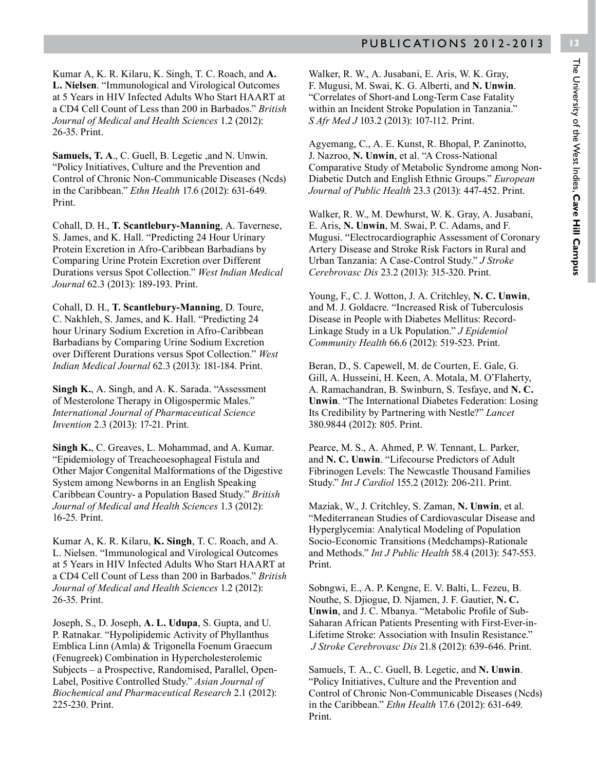Kumar A, K. R. Kilaru, K. Singh, T. C. Roach, and **A. L. Nielsen**. "Immunological and Virological Outcomes at 5 Years in HIV Infected Adults Who Start HAART at a CD4 Cell Count of Less than 200 in Barbados." *British Journal of Medical and Health Sciences* 1.2 (2012): 26-35. Print.

**Samuels, T. A**., C. Guell, B. Legetic ,and N. Unwin. "Policy Initiatives, Culture and the Prevention and Control of Chronic Non-Communicable Diseases (Ncds) in the Caribbean." *Ethn Health* 17.6 (2012): 631-649. Print.

Cohall, D. H., **T. Scantlebury-Manning**, A. Tavernese, S. James, and K. Hall. "Predicting 24 Hour Urinary Protein Excretion in Afro-Caribbean Barbadians by Comparing Urine Protein Excretion over Different Durations versus Spot Collection." *West Indian Medical Journal* 62.3 (2013): 189-193. Print.

Cohall, D. H., **T. Scantlebury-Manning**, D. Toure, C. Nakhleh, S. James, and K. Hall. "Predicting 24 hour Urinary Sodium Excretion in Afro-Caribbean Barbadians by Comparing Urine Sodium Excretion over Different Durations versus Spot Collection." *West Indian Medical Journal* 62.3 (2013): 181-184. Print.

**Singh K.**, A. Singh, and A. K. Sarada. "Assessment of Mesterolone Therapy in Oligospermic Males." *International Journal of Pharmaceutical Science Invention* 2.3 (2013): 17-21. Print.

**Singh K.**, C. Greaves, L. Mohammad, and A. Kumar. "Epidemiology of Treacheoesophageal Fistula and Other Major Congenital Malformations of the Digestive System among Newborns in an English Speaking Caribbean Country- a Population Based Study." *British Journal of Medical and Health Sciences* 1.3 (2012): 16-25. Print.

Kumar A, K. R. Kilaru, **K. Singh**, T. C. Roach, and A. L. Nielsen. "Immunological and Virological Outcomes at 5 Years in HIV Infected Adults Who Start HAART at a CD4 Cell Count of Less than 200 in Barbados." *British Journal of Medical and Health Sciences* 1.2 (2012): 26-35. Print.

Joseph, S., D. Joseph, **A. L. Udupa**, S. Gupta, and U. P. Ratnakar. "Hypolipidemic Activity of Phyllanthus Emblica Linn (Amla) & Trigonella Foenum Graecum (Fenugreek) Combination in Hypercholesterolemic Subjects – a Prospective, Randomised, Parallel, Open-Label, Positive Controlled Study." *Asian Journal of Biochemical and Pharmaceutical Research* 2.1 (2012): 225-230. Print.

Walker, R. W., A. Jusabani, E. Aris, W. K. Gray, F. Mugusi, M. Swai, K. G. Alberti, and **N. Unwin**. "Correlates of Short-and Long-Term Case Fatality within an Incident Stroke Population in Tanzania." *S Afr Med J* 103.2 (2013): 107-112. Print.

Agyemang, C., A. E. Kunst, R. Bhopal, P. Zaninotto, J. Nazroo, **N. Unwin**, et al. "A Cross-National Comparative Study of Metabolic Syndrome among Non-Diabetic Dutch and English Ethnic Groups." *European Journal of Public Health* 23.3 (2013): 447-452. Print.

Walker, R. W., M. Dewhurst, W. K. Gray, A. Jusabani, E. Aris, **N. Unwin**, M. Swai, P. C. Adams, and F. Mugusi. "Electrocardiographic Assessment of Coronary Artery Disease and Stroke Risk Factors in Rural and Urban Tanzania: A Case-Control Study." *J Stroke Cerebrovasc Dis* 23.2 (2013): 315-320. Print.

Young, F., C. J. Wotton, J. A. Critchley, **N. C. Unwin**, and M. J. Goldacre. "Increased Risk of Tuberculosis Disease in People with Diabetes Mellitus: Record-Linkage Study in a Uk Population." *J Epidemiol Community Health* 66.6 (2012): 519-523. Print.

Beran, D., S. Capewell, M. de Courten, E. Gale, G. Gill, A. Husseini, H. Keen, A. Motala, M. O'Flaherty, A. Ramachandran, B. Swinburn, S. Tesfaye, and **N. C. Unwin**. "The International Diabetes Federation: Losing Its Credibility by Partnering with Nestle?" *Lancet* 380.9844 (2012): 805. Print.

Pearce, M. S., A. Ahmed, P. W. Tennant, L. Parker, and **N. C. Unwin**. "Lifecourse Predictors of Adult Fibrinogen Levels: The Newcastle Thousand Families Study." *Int J Cardiol* 155.2 (2012): 206-211. Print.

Maziak, W., J. Critchley, S. Zaman, **N. Unwin**, et al. "Mediterranean Studies of Cardiovascular Disease and Hyperglycemia: Analytical Modeling of Population Socio-Economic Transitions (Medchamps)-Rationale and Methods." *Int J Public Health* 58.4 (2013): 547-553. Print.

Sobngwi, E., A. P. Kengne, E. V. Balti, L. Fezeu, B. Nouthe, S. Djiogue, D. Njamen, J. F. Gautier, **N. C. Unwin**, and J. C. Mbanya. "Metabolic Profile of Sub-Saharan African Patients Presenting with First-Ever-in-Lifetime Stroke: Association with Insulin Resistance." *J Stroke Cerebrovasc Dis* 21.8 (2012): 639-646. Print.

Samuels, T. A., C. Guell, B. Legetic, and **N. Unwin**. "Policy Initiatives, Culture and the Prevention and Control of Chronic Non-Communicable Diseases (Ncds) in the Caribbean." *Ethn Health* 17.6 (2012): 631-649. Print.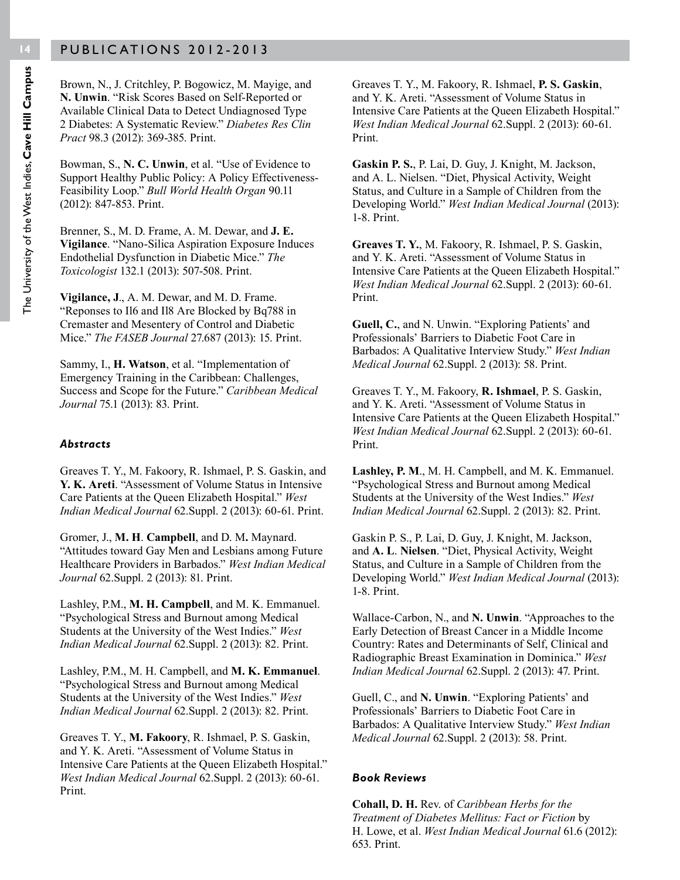Brown, N., J. Critchley, P. Bogowicz, M. Mayige, and **N. Unwin**. "Risk Scores Based on Self-Reported or Available Clinical Data to Detect Undiagnosed Type 2 Diabetes: A Systematic Review." *Diabetes Res Clin Pract* 98.3 (2012): 369-385. Print.

Bowman, S., **N. C. Unwin**, et al. "Use of Evidence to Support Healthy Public Policy: A Policy Effectiveness-Feasibility Loop." *Bull World Health Organ* 90.11 (2012): 847-853. Print.

Brenner, S., M. D. Frame, A. M. Dewar, and **J. E. Vigilance**. "Nano-Silica Aspiration Exposure Induces Endothelial Dysfunction in Diabetic Mice." *The Toxicologist* 132.1 (2013): 507-508. Print.

**Vigilance, J**., A. M. Dewar, and M. D. Frame. "Reponses to Il6 and Il8 Are Blocked by Bq788 in Cremaster and Mesentery of Control and Diabetic Mice." *The FASEB Journal* 27.687 (2013): 15. Print.

Sammy, I., **H. Watson**, et al. "Implementation of Emergency Training in the Caribbean: Challenges, Success and Scope for the Future." *Caribbean Medical Journal* 75.1 (2013): 83. Print.

### *Abstracts*

Greaves T. Y., M. Fakoory, R. Ishmael, P. S. Gaskin, and **Y. K. Areti**. "Assessment of Volume Status in Intensive Care Patients at the Queen Elizabeth Hospital." *West Indian Medical Journal* 62.Suppl. 2 (2013): 60-61. Print.

Gromer, J., **M. H**. **Campbell**, and D. M**.** Maynard. "Attitudes toward Gay Men and Lesbians among Future Healthcare Providers in Barbados." *West Indian Medical Journal* 62.Suppl. 2 (2013): 81. Print.

Lashley, P.M., **M. H. Campbell**, and M. K. Emmanuel. "Psychological Stress and Burnout among Medical Students at the University of the West Indies." *West Indian Medical Journal* 62.Suppl. 2 (2013): 82. Print.

Lashley, P.M., M. H. Campbell, and **M. K. Emmanuel**. "Psychological Stress and Burnout among Medical Students at the University of the West Indies." *West Indian Medical Journal* 62.Suppl. 2 (2013): 82. Print.

Greaves T. Y., **M. Fakoory**, R. Ishmael, P. S. Gaskin, and Y. K. Areti. "Assessment of Volume Status in Intensive Care Patients at the Queen Elizabeth Hospital." *West Indian Medical Journal* 62.Suppl. 2 (2013): 60-61. Print.

Greaves T. Y., M. Fakoory, R. Ishmael, **P. S. Gaskin**, and Y. K. Areti. "Assessment of Volume Status in Intensive Care Patients at the Queen Elizabeth Hospital." *West Indian Medical Journal* 62.Suppl. 2 (2013): 60-61. Print.

**Gaskin P. S.**, P. Lai, D. Guy, J. Knight, M. Jackson, and A. L. Nielsen. "Diet, Physical Activity, Weight Status, and Culture in a Sample of Children from the Developing World." *West Indian Medical Journal* (2013): 1-8. Print.

**Greaves T. Y.**, M. Fakoory, R. Ishmael, P. S. Gaskin, and Y. K. Areti. "Assessment of Volume Status in Intensive Care Patients at the Queen Elizabeth Hospital." *West Indian Medical Journal* 62.Suppl. 2 (2013): 60-61. Print.

**Guell, C.**, and N. Unwin. "Exploring Patients' and Professionals' Barriers to Diabetic Foot Care in Barbados: A Qualitative Interview Study." *West Indian Medical Journal* 62.Suppl. 2 (2013): 58. Print.

Greaves T. Y., M. Fakoory, **R. Ishmael**, P. S. Gaskin, and Y. K. Areti. "Assessment of Volume Status in Intensive Care Patients at the Queen Elizabeth Hospital." *West Indian Medical Journal* 62.Suppl. 2 (2013): 60-61. Print.

**Lashley, P. M**., M. H. Campbell, and M. K. Emmanuel. "Psychological Stress and Burnout among Medical Students at the University of the West Indies." *West Indian Medical Journal* 62.Suppl. 2 (2013): 82. Print.

Gaskin P. S., P. Lai, D. Guy, J. Knight, M. Jackson, and **A. L**. **Nielsen**. "Diet, Physical Activity, Weight Status, and Culture in a Sample of Children from the Developing World." *West Indian Medical Journal* (2013): 1-8. Print.

Wallace-Carbon, N., and **N. Unwin**. "Approaches to the Early Detection of Breast Cancer in a Middle Income Country: Rates and Determinants of Self, Clinical and Radiographic Breast Examination in Dominica." *West Indian Medical Journal* 62.Suppl. 2 (2013): 47. Print.

Guell, C., and **N. Unwin**. "Exploring Patients' and Professionals' Barriers to Diabetic Foot Care in Barbados: A Qualitative Interview Study." *West Indian Medical Journal* 62.Suppl. 2 (2013): 58. Print.

### *Book Reviews*

**Cohall, D. H.** Rev. of *Caribbean Herbs for the Treatment of Diabetes Mellitus: Fact or Fiction* by H. Lowe, et al. *West Indian Medical Journal* 61.6 (2012): 653. Print.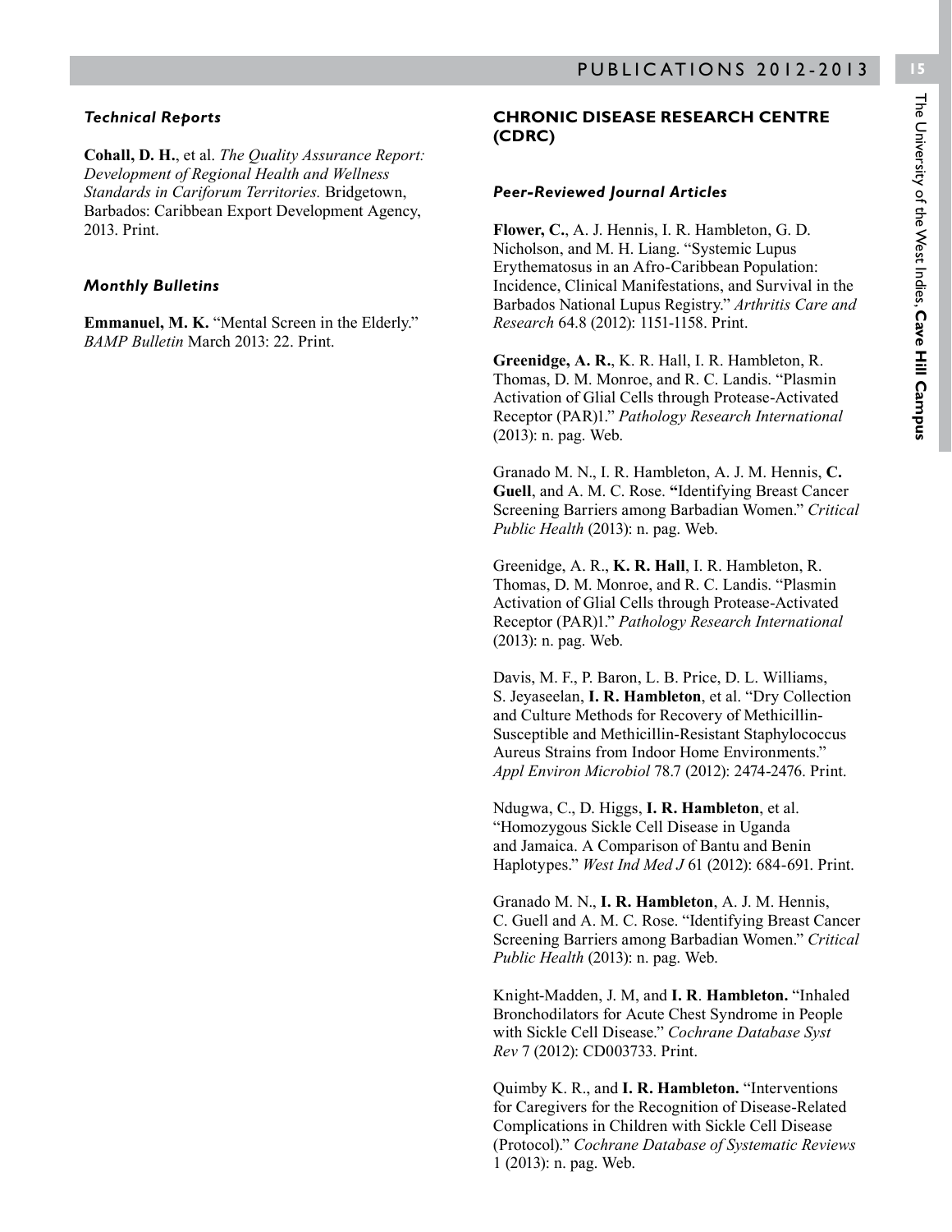### *Technical Reports*

**Cohall, D. H.**, et al. *The Quality Assurance Report: Development of Regional Health and Wellness Standards in Cariforum Territories.* Bridgetown, Barbados: Caribbean Export Development Agency, 2013. Print.

### *Monthly Bulletins*

**Emmanuel, M. K.** "Mental Screen in the Elderly." *BAMP Bulletin* March 2013: 22. Print.

## CHRONIC DISEASE RESEARCH CENTRE (CDRC)

### *Peer-Reviewed Journal Articles*

**Flower, C.**, A. J. Hennis, I. R. Hambleton, G. D. Nicholson, and M. H. Liang. "Systemic Lupus Erythematosus in an Afro-Caribbean Population: Incidence, Clinical Manifestations, and Survival in the Barbados National Lupus Registry." *Arthritis Care and Research* 64.8 (2012): 1151-1158. Print.

**Greenidge, A. R.**, K. R. Hall, I. R. Hambleton, R. Thomas, D. M. Monroe, and R. C. Landis. "Plasmin Activation of Glial Cells through Protease-Activated Receptor (PAR)1." *Pathology Research International* (2013): n. pag. Web.

Granado M. N., I. R. Hambleton, A. J. M. Hennis, **C. Guell**, and A. M. C. Rose. "Identifying Breast Cancer Screening Barriers among Barbadian Women." *Critical Public Health* (2013): n. pag. Web.

Greenidge, A. R., **K. R. Hall**, I. R. Hambleton, R. Thomas, D. M. Monroe, and R. C. Landis. "Plasmin Activation of Glial Cells through Protease-Activated Receptor (PAR)1." *Pathology Research International* (2013): n. pag. Web.

Davis, M. F., P. Baron, L. B. Price, D. L. Williams, S. Jeyaseelan, **I. R. Hambleton**, et al. "Dry Collection and Culture Methods for Recovery of Methicillin-Susceptible and Methicillin-Resistant Staphylococcus Aureus Strains from Indoor Home Environments." *Appl Environ Microbiol* 78.7 (2012): 2474-2476. Print.

Ndugwa, C., D. Higgs, **I. R. Hambleton**, et al. "Homozygous Sickle Cell Disease in Uganda and Jamaica. A Comparison of Bantu and Benin Haplotypes." *West Ind Med J* 61 (2012): 684-691. Print.

Granado M. N., **I. R. Hambleton**, A. J. M. Hennis, C. Guell and A. M. C. Rose. "Identifying Breast Cancer Screening Barriers among Barbadian Women." *Critical Public Health* (2013): n. pag. Web.

Knight-Madden, J. M, and **I. R. Hambleton.** "Inhaled Bronchodilators for Acute Chest Syndrome in People with Sickle Cell Disease." *Cochrane Database Syst Rev* 7 (2012): CD003733. Print.

Quimby K. R., and **I. R. Hambleton.** "Interventions for Caregivers for the Recognition of Disease-Related Complications in Children with Sickle Cell Disease (Protocol)." *Cochrane Database of Systematic Reviews* 1 (2013): n. pag. Web.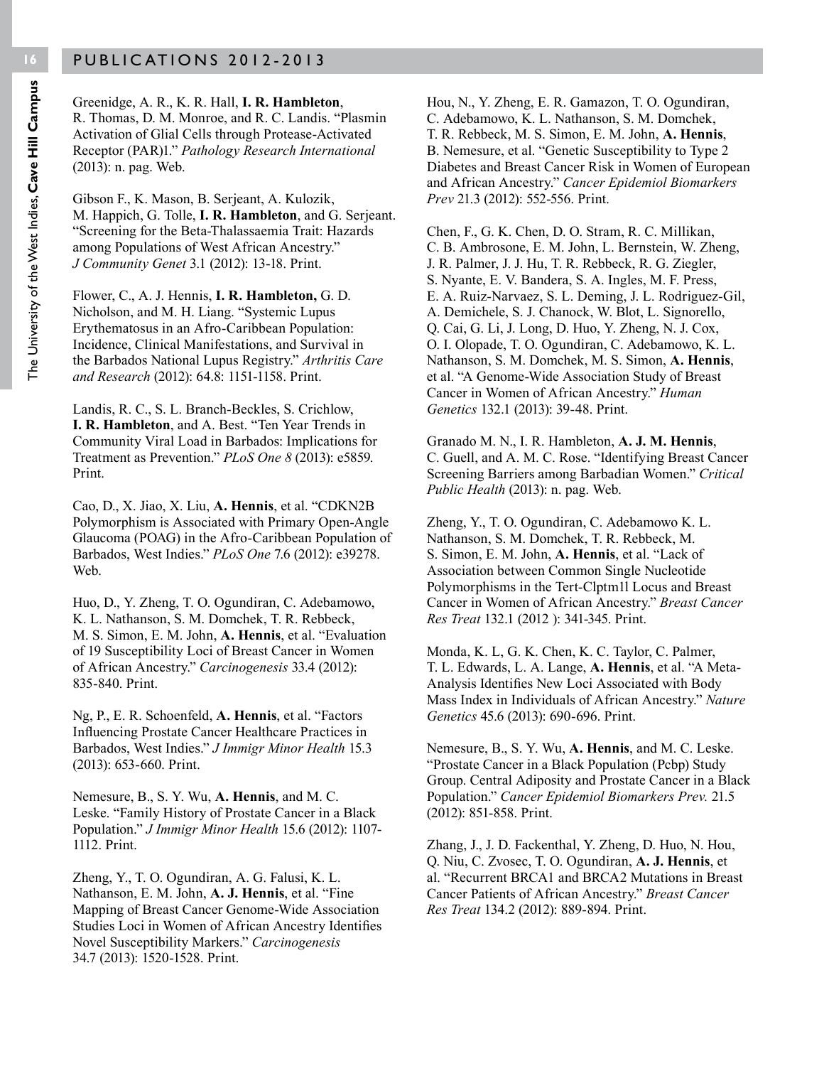## PUBLICATIONS 2012-2013

Greenidge, A. R., K. R. Hall, **I. R. Hambleton**, R. Thomas, D. M. Monroe, and R. C. Landis. "Plasmin Activation of Glial Cells through Protease-Activated Receptor (PAR)1." *Pathology Research International* (2013): n. pag. Web.

Gibson F., K. Mason, B. Serjeant, A. Kulozik, M. Happich, G. Tolle, **I. R. Hambleton**, and G. Serjeant. "Screening for the Beta-Thalassaemia Trait: Hazards among Populations of West African Ancestry." *J Community Genet* 3.1 (2012): 13-18. Print.

Flower, C., A. J. Hennis, **I. R. Hambleton,** G. D. Nicholson, and M. H. Liang. "Systemic Lupus Erythematosus in an Afro-Caribbean Population: Incidence, Clinical Manifestations, and Survival in the Barbados National Lupus Registry." *Arthritis Care and Research* (2012): 64.8: 1151-1158. Print.

Landis, R. C., S. L. Branch-Beckles, S. Crichlow, **I. R. Hambleton**, and A. Best. "Ten Year Trends in Community Viral Load in Barbados: Implications for Treatment as Prevention." *PLoS One 8* (2013): e5859. Print.

Cao, D., X. Jiao, X. Liu, **A. Hennis**, et al. "CDKN2B Polymorphism is Associated with Primary Open-Angle Glaucoma (POAG) in the Afro-Caribbean Population of Barbados, West Indies." *PLoS One* 7.6 (2012): e39278. Web.

Huo, D., Y. Zheng, T. O. Ogundiran, C. Adebamowo, K. L. Nathanson, S. M. Domchek, T. R. Rebbeck, M. S. Simon, E. M. John, **A. Hennis**, et al. "Evaluation of 19 Susceptibility Loci of Breast Cancer in Women of African Ancestry." *Carcinogenesis* 33.4 (2012): 835-840. Print.

Ng, P., E. R. Schoenfeld, **A. Hennis**, et al. "Factors Influencing Prostate Cancer Healthcare Practices in Barbados, West Indies." *J Immigr Minor Health* 15.3 (2013): 653-660. Print.

Nemesure, B., S. Y. Wu, **A. Hennis**, and M. C. Leske. "Family History of Prostate Cancer in a Black Population." *J Immigr Minor Health* 15.6 (2012): 1107-1112. Print.

Zheng, Y., T. O. Ogundiran, A. G. Falusi, K. L. Nathanson, E. M. John, **A. J. Hennis**, et al. "Fine Mapping of Breast Cancer Genome-Wide Association Studies Loci in Women of African Ancestry Identifies Novel Susceptibility Markers." *Carcinogenesis* 34.7 (2013): 1520-1528. Print.

Hou, N., Y. Zheng, E. R. Gamazon, T. O. Ogundiran, C. Adebamowo, K. L. Nathanson, S. M. Domchek, T. R. Rebbeck, M. S. Simon, E. M. John, **A. Hennis**, B. Nemesure, et al. "Genetic Susceptibility to Type 2 Diabetes and Breast Cancer Risk in Women of European and African Ancestry." *Cancer Epidemiol Biomarkers Prev* 21.3 (2012): 552-556. Print.

Chen, F., G. K. Chen, D. O. Stram, R. C. Millikan, C. B. Ambrosone, E. M. John, L. Bernstein, W. Zheng, J. R. Palmer, J. J. Hu, T. R. Rebbeck, R. G. Ziegler, S. Nyante, E. V. Bandera, S. A. Ingles, M. F. Press, E. A. Ruiz-Narvaez, S. L. Deming, J. L. Rodriguez-Gil, A. Demichele, S. J. Chanock, W. Blot, L. Signorello, Q. Cai, G. Li, J. Long, D. Huo, Y. Zheng, N. J. Cox, O. I. Olopade, T. O. Ogundiran, C. Adebamowo, K. L. Nathanson, S. M. Domchek, M. S. Simon, **A. Hennis**, et al. "A Genome-Wide Association Study of Breast Cancer in Women of African Ancestry." *Human Genetics* 132.1 (2013): 39-48. Print.

Granado M. N., I. R. Hambleton, **A. J. M. Hennis**, C. Guell, and A. M. C. Rose. "Identifying Breast Cancer Screening Barriers among Barbadian Women." *Critical Public Health* (2013): n. pag. Web.

Zheng, Y., T. O. Ogundiran, C. Adebamowo K. L. Nathanson, S. M. Domchek, T. R. Rebbeck, M. S. Simon, E. M. John, **A. Hennis**, et al. "Lack of Association between Common Single Nucleotide Polymorphisms in the Tert-Clptm1l Locus and Breast Cancer in Women of African Ancestry." *Breast Cancer Res Treat* 132.1 (2012 ): 341-345. Print.

Monda, K. L, G. K. Chen, K. C. Taylor, C. Palmer, T. L. Edwards, L. A. Lange, **A. Hennis**, et al. "A Meta-Analysis Identifies New Loci Associated with Body Mass Index in Individuals of African Ancestry." *Nature Genetics* 45.6 (2013): 690-696. Print.

Nemesure, B., S. Y. Wu, **A. Hennis**, and M. C. Leske. "Prostate Cancer in a Black Population (Pcbp) Study Group. Central Adiposity and Prostate Cancer in a Black Population." *Cancer Epidemiol Biomarkers Prev.* 21.5 (2012): 851-858. Print.

Zhang, J., J. D. Fackenthal, Y. Zheng, D. Huo, N. Hou, Q. Niu, C. Zvosec, T. O. Ogundiran, **A. J. Hennis**, et al. "Recurrent BRCA1 and BRCA2 Mutations in Breast Cancer Patients of African Ancestry." *Breast Cancer Res Treat* 134.2 (2012): 889-894. Print.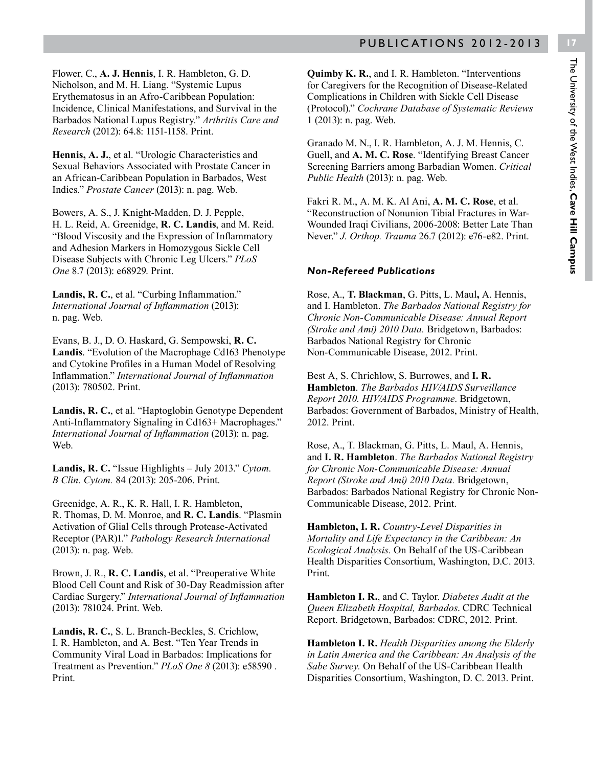Flower, C., **A. J. Hennis**, I. R. Hambleton, G. D. Nicholson, and M. H. Liang. "Systemic Lupus Erythematosus in an Afro-Caribbean Population: Incidence, Clinical Manifestations, and Survival in the Barbados National Lupus Registry." *Arthritis Care and Research* (2012): 64.8: 1151-1158. Print.

**Hennis, A. J.**, et al. "Urologic Characteristics and Sexual Behaviors Associated with Prostate Cancer in an African-Caribbean Population in Barbados, West Indies." *Prostate Cancer* (2013): n. pag. Web.

Bowers, A. S., J. Knight-Madden, D. J. Pepple, H. L. Reid, A. Greenidge, **R. C. Landis**, and M. Reid. "Blood Viscosity and the Expression of Inflammatory and Adhesion Markers in Homozygous Sickle Cell Disease Subjects with Chronic Leg Ulcers." *PLoS One* 8.7 (2013): e68929. Print.

**Landis, R. C.**, et al. "Curbing Inflammation." *International Journal of Inflammation* (2013): n. pag. Web.

Evans, B. J., D. O. Haskard, G. Sempowski, **R. C. Landis**. "Evolution of the Macrophage Cd163 Phenotype and Cytokine Profiles in a Human Model of Resolving Inflammation." *International Journal of Inflammation* (2013): 780502. Print.

**Landis, R. C.**, et al. "Haptoglobin Genotype Dependent Anti-Inflammatory Signaling in Cd163+ Macrophages." *International Journal of Inflammation* (2013): n. pag. Web.

**Landis, R. C.** "Issue Highlights – July 2013." *Cytom. B Clin. Cytom.* 84 (2013): 205-206. Print.

Greenidge, A. R., K. R. Hall, I. R. Hambleton, R. Thomas, D. M. Monroe, and **R. C. Landis**. "Plasmin Activation of Glial Cells through Protease-Activated Receptor (PAR)1." *Pathology Research International* (2013): n. pag. Web.

Brown, J. R., **R. C. Landis**, et al. "Preoperative White Blood Cell Count and Risk of 30-Day Readmission after Cardiac Surgery." *International Journal of Inflammation* (2013): 781024. Print. Web.

**Landis, R. C.**, S. L. Branch-Beckles, S. Crichlow, I. R. Hambleton, and A. Best. "Ten Year Trends in Community Viral Load in Barbados: Implications for Treatment as Prevention." *PLoS One 8* (2013): e58590 . Print.

**Quimby K. R.**, and I. R. Hambleton. "Interventions for Caregivers for the Recognition of Disease-Related Complications in Children with Sickle Cell Disease (Protocol)." *Cochrane Database of Systematic Reviews* 1 (2013): n. pag. Web.

Granado M. N., I. R. Hambleton, A. J. M. Hennis, C. Guell, and **A. M. C. Rose**. "Identifying Breast Cancer Screening Barriers among Barbadian Women. *Critical Public Health* (2013): n. pag. Web.

Fakri R. M., A. M. K. Al Ani, **A. M. C. Rose**, et al. "Reconstruction of Nonunion Tibial Fractures in War-Wounded Iraqi Civilians, 2006-2008: Better Late Than Never." *J. Orthop. Trauma* 26.7 (2012): e76-e82. Print.

### *Non-Refereed Publications*

Rose, A., **T. Blackman**, G. Pitts, L. Maul**,** A. Hennis, and I. Hambleton. *The Barbados National Registry for Chronic Non-Communicable Disease: Annual Report (Stroke and Ami) 2010 Data.* Bridgetown, Barbados: Barbados National Registry for Chronic Non-Communicable Disease, 2012. Print.

Best A, S. Chrichlow, S. Burrowes, and **I. R. Hambleton**. *The Barbados HIV/AIDS Surveillance Report 2010. HIV/AIDS Programme*. Bridgetown, Barbados: Government of Barbados, Ministry of Health, 2012. Print.

Rose, A., T. Blackman, G. Pitts, L. Maul, A. Hennis, and **I. R. Hambleton**. *The Barbados National Registry for Chronic Non-Communicable Disease: Annual Report (Stroke and Ami) 2010 Data.* Bridgetown, Barbados: Barbados National Registry for Chronic Non-Communicable Disease, 2012. Print.

**Hambleton, I. R.** *Country-Level Disparities in Mortality and Life Expectancy in the Caribbean: An Ecological Analysis.* On Behalf of the US-Caribbean Health Disparities Consortium, Washington, D.C. 2013. Print.

**Hambleton I. R.**, and C. Taylor. *Diabetes Audit at the Queen Elizabeth Hospital, Barbados*. CDRC Technical Report. Bridgetown, Barbados: CDRC, 2012. Print.

**Hambleton I. R.** *Health Disparities among the Elderly in Latin America and the Caribbean: An Analysis of the Sabe Survey.* On Behalf of the US-Caribbean Health Disparities Consortium, Washington, D. C. 2013. Print.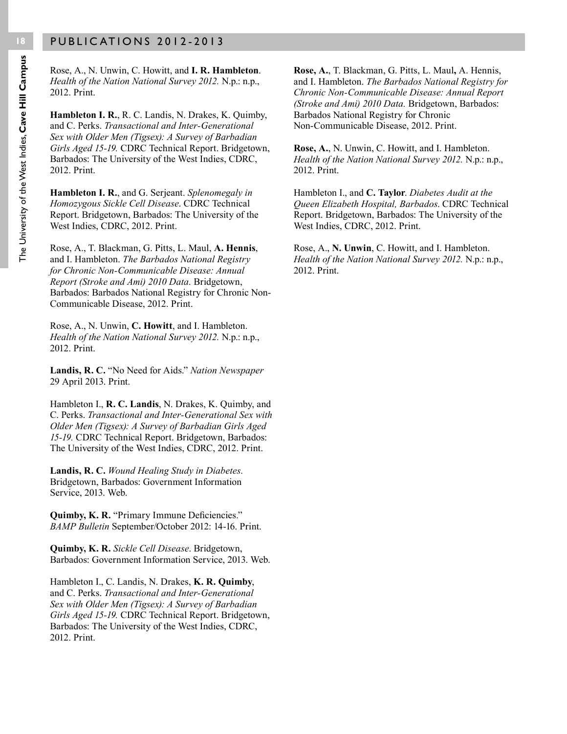Rose, A., N. Unwin, C. Howitt, and **I. R. Hambleton**. *Health of the Nation National Survey 2012.* N.p.: n.p., 2012. Print.

**Hambleton I. R.**, R. C. Landis, N. Drakes, K. Quimby, and C. Perks. *Transactional and Inter-Generational Sex with Older Men (Tigsex): A Survey of Barbadian Girls Aged 15-19.* CDRC Technical Report. Bridgetown, Barbados: The University of the West Indies, CDRC, 2012. Print.

**Hambleton I. R.**, and G. Serjeant. *Splenomegaly in Homozygous Sickle Cell Disease*. CDRC Technical Report. Bridgetown, Barbados: The University of the West Indies, CDRC, 2012. Print.

Rose, A., T. Blackman, G. Pitts, L. Maul, **A. Hennis**, and I. Hambleton. *The Barbados National Registry for Chronic Non-Communicable Disease: Annual Report (Stroke and Ami) 2010 Data.* Bridgetown, Barbados: Barbados National Registry for Chronic Non-Communicable Disease, 2012. Print.

Rose, A., N. Unwin, **C. Howitt**, and I. Hambleton. *Health of the Nation National Survey 2012.* N.p.: n.p., 2012. Print.

**Landis, R. C.** "No Need for Aids." *Nation Newspaper* 29 April 2013. Print.

Hambleton I., **R. C. Landis**, N. Drakes, K. Quimby, and C. Perks. *Transactional and Inter-Generational Sex with Older Men (Tigsex): A Survey of Barbadian Girls Aged 15-19.* CDRC Technical Report. Bridgetown, Barbados: The University of the West Indies, CDRC, 2012. Print.

**Landis, R. C.** *Wound Healing Study in Diabetes*. Bridgetown, Barbados: Government Information Service, 2013. Web.

**Quimby, K. R.** "Primary Immune Deficiencies." *BAMP Bulletin* September/October 2012: 14-16. Print.

**Quimby, K. R.** *Sickle Cell Disease*. Bridgetown, Barbados: Government Information Service, 2013. Web.

Hambleton I., C. Landis, N. Drakes, **K. R. Quimby**, and C. Perks. *Transactional and Inter-Generational Sex with Older Men (Tigsex): A Survey of Barbadian Girls Aged 15-19.* CDRC Technical Report. Bridgetown, Barbados: The University of the West Indies, CDRC, 2012. Print.

**Rose, A.**, T. Blackman, G. Pitts, L. Maul**,** A. Hennis, and I. Hambleton. *The Barbados National Registry for Chronic Non-Communicable Disease: Annual Report (Stroke and Ami) 2010 Data.* Bridgetown, Barbados: Barbados National Registry for Chronic Non-Communicable Disease, 2012. Print.

**Rose, A.**, N. Unwin, C. Howitt, and I. Hambleton. *Health of the Nation National Survey 2012.* N.p.: n.p., 2012. Print.

Hambleton I., and **C. Taylor**. *Diabetes Audit at the Queen Elizabeth Hospital, Barbados*. CDRC Technical Report. Bridgetown, Barbados: The University of the West Indies, CDRC, 2012. Print.

Rose, A., **N. Unwin**, C. Howitt, and I. Hambleton. *Health of the Nation National Survey 2012.* N.p.: n.p., 2012. Print.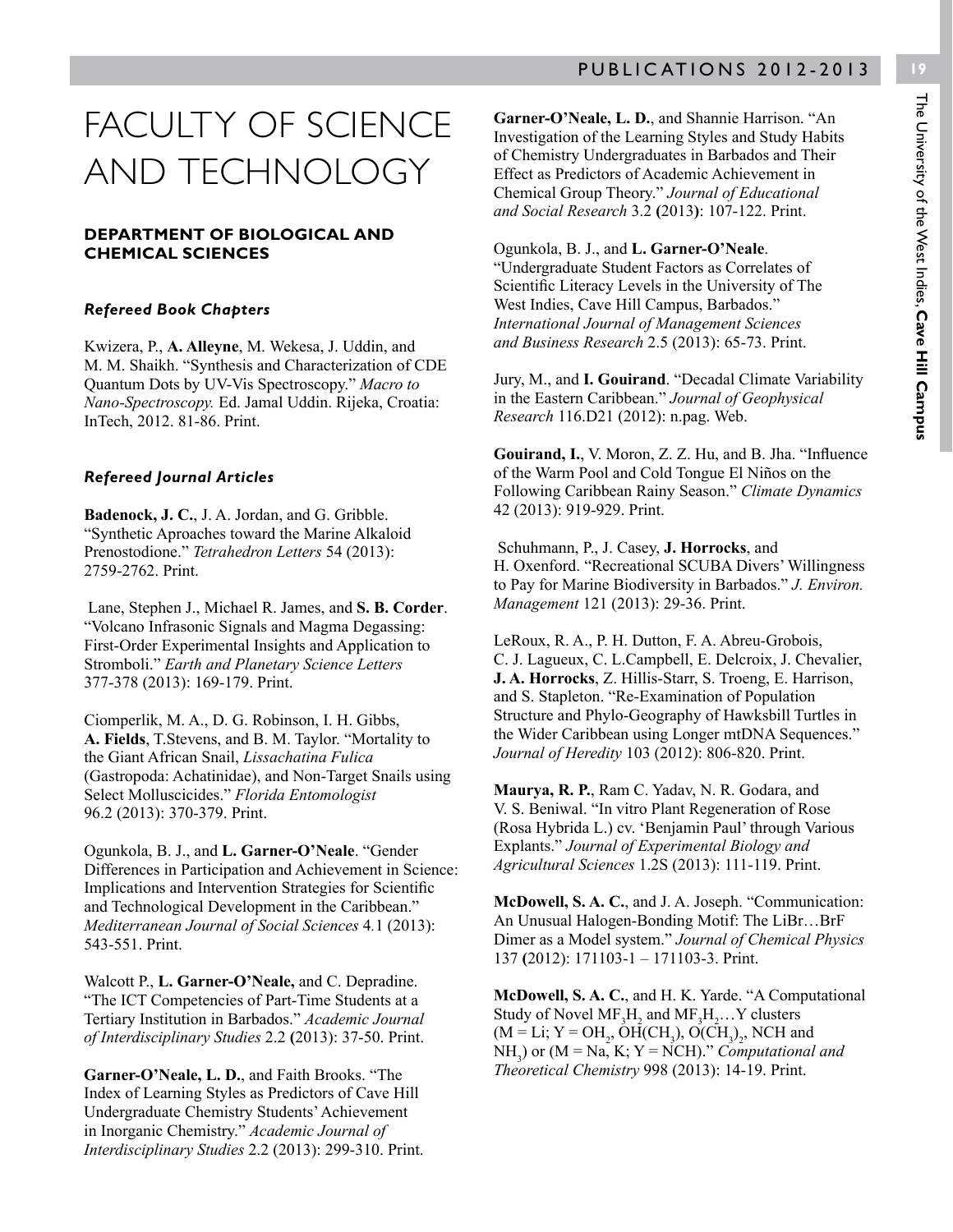# FACULTY OF SCIENCE AND TECHNOLOGY

## DEPARTMENT OF BIOLOGICAL AND CHEMICAL SCIENCES

### *Refereed Book Chapters*

Kwizera, P., **A. Alleyne**, M. Wekesa, J. Uddin, and M. M. Shaikh. "Synthesis and Characterization of CDE Quantum Dots by UV-Vis Spectroscopy." *Macro to Nano-Spectroscopy.* Ed. Jamal Uddin. Rijeka, Croatia: InTech, 2012. 81-86. Print.

### *Refereed Journal Articles*

**Badenock, J. C.**, J. A. Jordan, and G. Gribble. "Synthetic Aproaches toward the Marine Alkaloid Prenostodione." *Tetrahedron Letters* 54 (2013): 2759-2762. Print.

Lane, Stephen J., Michael R. James, and **S. B. Corder**. "Volcano Infrasonic Signals and Magma Degassing: First-Order Experimental Insights and Application to Stromboli." *Earth and Planetary Science Letters* 377-378 (2013): 169-179. Print.

Ciomperlik, M. A., D. G. Robinson, I. H. Gibbs, **A. Fields**, T.Stevens, and B. M. Taylor. "Mortality to the Giant African Snail, *Lissachatina Fulica* (Gastropoda: Achatinidae), and Non-Target Snails using Select Molluscicides." *Florida Entomologist* 96.2 (2013): 370-379. Print.

Ogunkola, B. J., and **L. Garner-O'Neale**. "Gender Differences in Participation and Achievement in Science: Implications and Intervention Strategies for Scientific and Technological Development in the Caribbean." *Mediterranean Journal of Social Sciences* 4.1 (2013): 543-551. Print.

Walcott P., **L. Garner-O'Neale,** and C. Depradine. "The ICT Competencies of Part-Time Students at a Tertiary Institution in Barbados." *Academic Journal of Interdisciplinary Studies* 2.2 (2013): 37-50. Print.

**Garner-O'Neale, L. D.**, and Faith Brooks. "The Index of Learning Styles as Predictors of Cave Hill Undergraduate Chemistry Students' Achievement in Inorganic Chemistry." *Academic Journal of Interdisciplinary Studies* 2.2 (2013): 299-310. Print.

**Garner-O'Neale, L. D.**, and Shannie Harrison. "An Investigation of the Learning Styles and Study Habits of Chemistry Undergraduates in Barbados and Their Effect as Predictors of Academic Achievement in Chemical Group Theory." *Journal of Educational and Social Research* 3.2 (2013): 107-122. Print.

Ogunkola, B. J., and **L. Garner-O'Neale**. "Undergraduate Student Factors as Correlates of Scientific Literacy Levels in the University of The West Indies, Cave Hill Campus, Barbados." *International Journal of Management Sciences and Business Research* 2.5 (2013): 65-73. Print.

Jury, M., and **I. Gouirand**. "Decadal Climate Variability in the Eastern Caribbean." *Journal of Geophysical Research* 116.D21 (2012): n.pag. Web.

**Gouirand, I.**, V. Moron, Z. Z. Hu, and B. Jha. "Influence of the Warm Pool and Cold Tongue El Niños on the Following Caribbean Rainy Season." *Climate Dynamics* 42 (2013): 919-929. Print.

Schuhmann, P., J. Casey, **J. Horrocks**, and H. Oxenford. "Recreational SCUBA Divers' Willingness to Pay for Marine Biodiversity in Barbados." *J. Environ. Management* 121 (2013): 29-36. Print.

LeRoux, R. A., P. H. Dutton, F. A. Abreu-Grobois, C. J. Lagueux, C. L.Campbell, E. Delcroix, J. Chevalier, **J. A. Horrocks**, Z. Hillis-Starr, S. Troeng, E. Harrison, and S. Stapleton. "Re-Examination of Population Structure and Phylo-Geography of Hawksbill Turtles in the Wider Caribbean using Longer mtDNA Sequences." *Journal of Heredity* 103 (2012): 806-820. Print.

**Maurya, R. P.**, Ram C. Yadav, N. R. Godara, and V. S. Beniwal. "In vitro Plant Regeneration of Rose (Rosa Hybrida L.) cv. 'Benjamin Paul' through Various Explants." *Journal of Experimental Biology and Agricultural Sciences* 1.2S (2013): 111-119. Print.

**McDowell, S. A. C.**, and J. A. Joseph. "Communication: An Unusual Halogen-Bonding Motif: The LiBr…BrF Dimer as a Model system." *Journal of Chemical Physics* 137 (2012): 171103-1 – 171103-3. Print.

**McDowell, S. A. C.**, and H. K. Yarde. "A Computational Study of Novel $MF_3H_2$ and $MF_3H_2$…Y clusters (M = Li; Y = $OH_2$, $OH(CH_3)$, $O(CH_3)_2$, NCH and $NH_3$) or (M = Na, K; Y = NCH)." *Computational and Theoretical Chemistry* 998 (2013): 14-19. Print.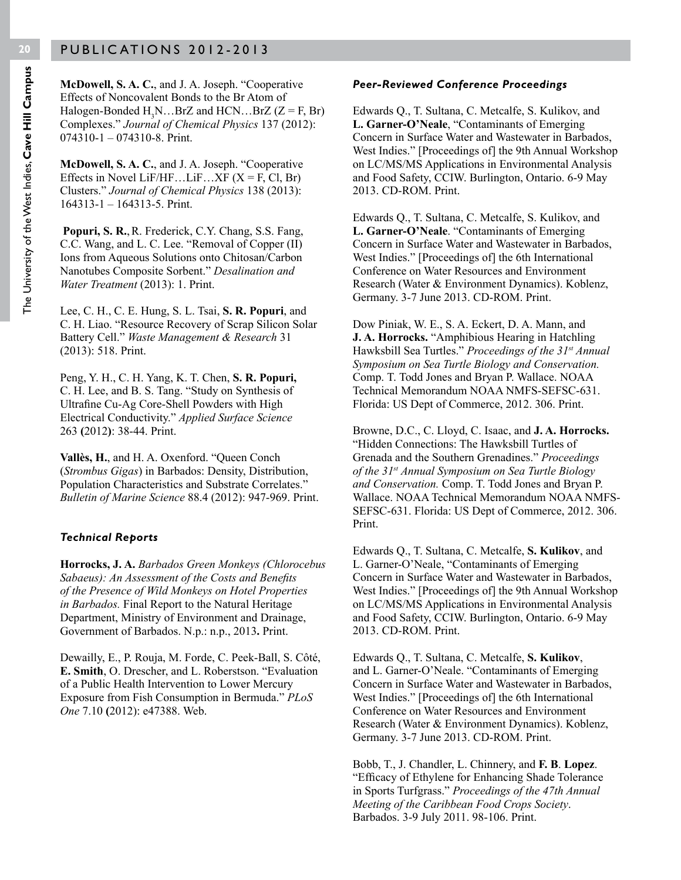**McDowell, S. A. C.**, and J. A. Joseph. "Cooperative Effects of Noncovalent Bonds to the Br Atom of Halogen-Bonded $H_3N$…BrZ and HCN…BrZ (Z = F, Br) Complexes." *Journal of Chemical Physics* 137 (2012): 074310-1 – 074310-8. Print.

**McDowell, S. A. C.**, and J. A. Joseph. "Cooperative Effects in Novel LiF/HF…LiF…XF (X = F, Cl, Br) Clusters." *Journal of Chemical Physics* 138 (2013): 164313-1 – 164313-5. Print.

**Popuri, S. R.**, R. Frederick, C.Y. Chang, S.S. Fang, C.C. Wang, and L. C. Lee. "Removal of Copper (II) Ions from Aqueous Solutions onto Chitosan/Carbon Nanotubes Composite Sorbent." *Desalination and Water Treatment* (2013): 1. Print.

Lee, C. H., C. E. Hung, S. L. Tsai, **S. R. Popuri**, and C. H. Liao. "Resource Recovery of Scrap Silicon Solar Battery Cell." *Waste Management & Research* 31 (2013): 518. Print.

Peng, Y. H., C. H. Yang, K. T. Chen, **S. R. Popuri,** C. H. Lee, and B. S. Tang. "Study on Synthesis of Ultrafine Cu-Ag Core-Shell Powders with High Electrical Conductivity." *Applied Surface Science* 263 (2012): 38-44. Print.

**Vallès, H.**, and H. A. Oxenford. "Queen Conch (*Strombus Gigas*) in Barbados: Density, Distribution, Population Characteristics and Substrate Correlates." *Bulletin of Marine Science* 88.4 (2012): 947-969. Print.

### *Technical Reports*

**Horrocks, J. A.** *Barbados Green Monkeys (Chlorocebus Sabaeus): An Assessment of the Costs and Benefits of the Presence of Wild Monkeys on Hotel Properties in Barbados.* Final Report to the Natural Heritage Department, Ministry of Environment and Drainage, Government of Barbados. N.p.: n.p., 2013. Print.

Dewailly, E., P. Rouja, M. Forde, C. Peek-Ball, S. Côté, **E. Smith**, O. Drescher, and L. Roberstson. "Evaluation of a Public Health Intervention to Lower Mercury Exposure from Fish Consumption in Bermuda." *PLoS One* 7.10 (2012): e47388. Web.

### *Peer-Reviewed Conference Proceedings*

Edwards Q., T. Sultana, C. Metcalfe, S. Kulikov, and **L. Garner-O'Neale**, "Contaminants of Emerging Concern in Surface Water and Wastewater in Barbados, West Indies." [Proceedings of] the 9th Annual Workshop on LC/MS/MS Applications in Environmental Analysis and Food Safety, CCIW. Burlington, Ontario. 6-9 May 2013. CD-ROM. Print.

Edwards Q., T. Sultana, C. Metcalfe, S. Kulikov, and **L. Garner-O'Neale**. "Contaminants of Emerging Concern in Surface Water and Wastewater in Barbados, West Indies." [Proceedings of] the 6th International Conference on Water Resources and Environment Research (Water & Environment Dynamics). Koblenz, Germany. 3-7 June 2013. CD-ROM. Print.

Dow Piniak, W. E., S. A. Eckert, D. A. Mann, and **J. A. Horrocks.** "Amphibious Hearing in Hatchling Hawksbill Sea Turtles." *Proceedings of the 31st Annual Symposium on Sea Turtle Biology and Conservation.* Comp. T. Todd Jones and Bryan P. Wallace. NOAA Technical Memorandum NOAA NMFS-SEFSC-631. Florida: US Dept of Commerce, 2012. 306. Print.

Browne, D.C., C. Lloyd, C. Isaac, and **J. A. Horrocks.** "Hidden Connections: The Hawksbill Turtles of Grenada and the Southern Grenadines." *Proceedings of the 31st Annual Symposium on Sea Turtle Biology and Conservation.* Comp. T. Todd Jones and Bryan P. Wallace. NOAA Technical Memorandum NOAA NMFS-SEFSC-631. Florida: US Dept of Commerce, 2012. 306. Print.

Edwards Q., T. Sultana, C. Metcalfe, **S. Kulikov**, and L. Garner-O'Neale, "Contaminants of Emerging Concern in Surface Water and Wastewater in Barbados, West Indies." [Proceedings of] the 9th Annual Workshop on LC/MS/MS Applications in Environmental Analysis and Food Safety, CCIW. Burlington, Ontario. 6-9 May 2013. CD-ROM. Print.

Edwards Q., T. Sultana, C. Metcalfe, **S. Kulikov**, and L. Garner-O'Neale. "Contaminants of Emerging Concern in Surface Water and Wastewater in Barbados, West Indies." [Proceedings of] the 6th International Conference on Water Resources and Environment Research (Water & Environment Dynamics). Koblenz, Germany. 3-7 June 2013. CD-ROM. Print.

Bobb, T., J. Chandler, L. Chinnery, and **F. B**. **Lopez**. "Efficacy of Ethylene for Enhancing Shade Tolerance in Sports Turfgrass." *Proceedings of the 47th Annual Meeting of the Caribbean Food Crops Society*. Barbados. 3-9 July 2011. 98-106. Print.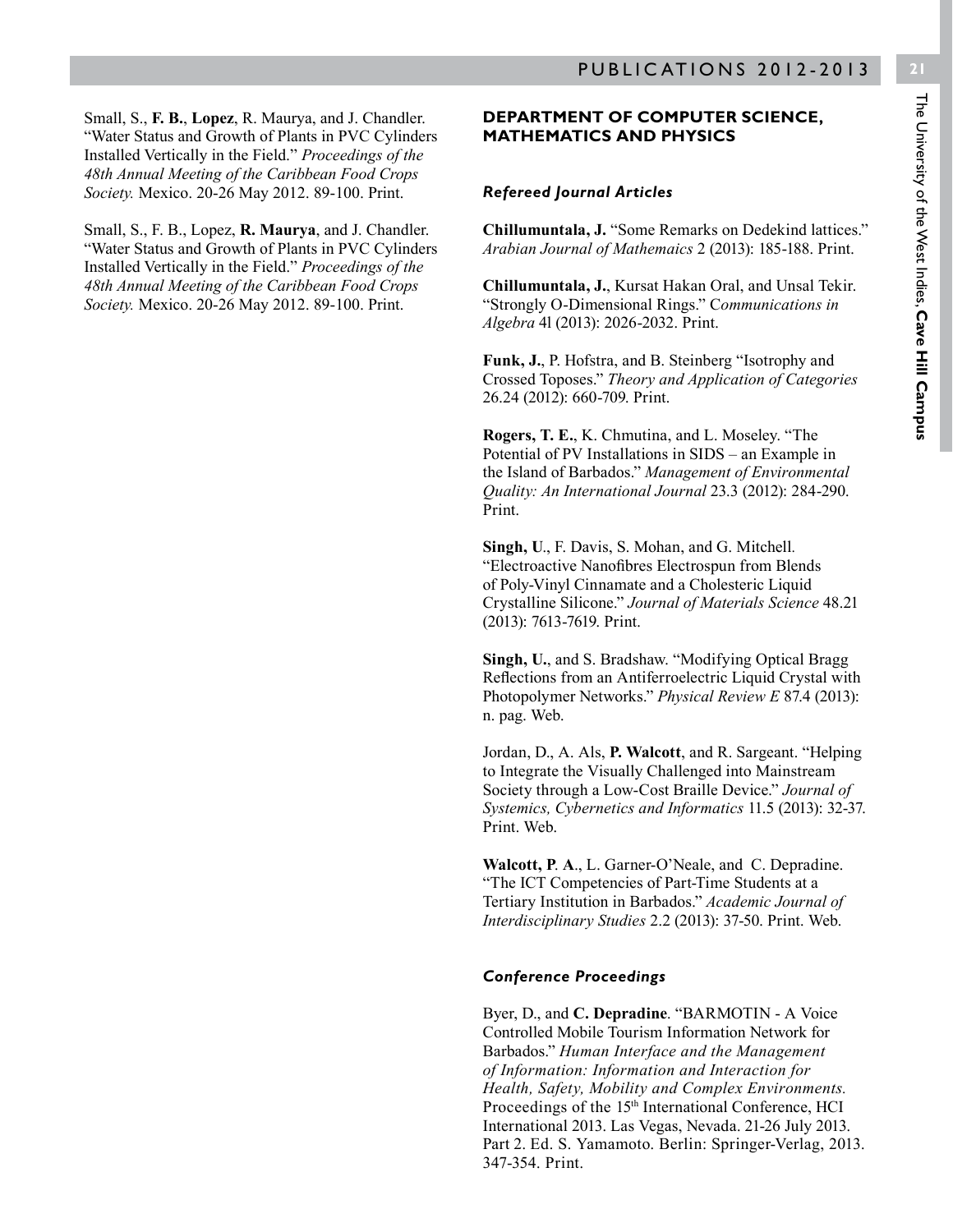Small, S., **F. B.**, **Lopez**, R. Maurya, and J. Chandler. “Water Status and Growth of Plants in PVC Cylinders Installed Vertically in the Field.” *Proceedings of the 48th Annual Meeting of the Caribbean Food Crops Society.* Mexico. 20-26 May 2012. 89-100. Print.

Small, S., F. B., Lopez, **R. Maurya**, and J. Chandler. “Water Status and Growth of Plants in PVC Cylinders Installed Vertically in the Field.” *Proceedings of the 48th Annual Meeting of the Caribbean Food Crops Society.* Mexico. 20-26 May 2012. 89-100. Print.

## DEPARTMENT OF COMPUTER SCIENCE, MATHEMATICS AND PHYSICS

### *Refereed Journal Articles*

**Chillumuntala, J.** “Some Remarks on Dedekind lattices.” *Arabian Journal of Mathematics* 2 (2013): 185-188. Print.

**Chillumuntala, J.**, Kursat Hakan Oral, and Unsal Tekir. “Strongly O-Dimensional Rings.” C*ommunications in Algebra* 4l (2013): 2026-2032. Print.

**Funk, J.**, P. Hofstra, and B. Steinberg “Isotrophy and Crossed Toposes.” *Theory and Application of Categories* 26.24 (2012): 660-709. Print.

**Rogers, T. E.**, K. Chmutina, and L. Moseley. “The Potential of PV Installations in SIDS – an Example in the Island of Barbados.” *Management of Environmental Quality: An International Journal* 23.3 (2012): 284-290. Print.

**Singh, U**., F. Davis, S. Mohan, and G. Mitchell. “Electroactive Nanofibres Electrospun from Blends of Poly-Vinyl Cinnamate and a Cholesteric Liquid Crystalline Silicone.” *Journal of Materials Science* 48.21 (2013): 7613-7619. Print.

**Singh, U.**, and S. Bradshaw. “Modifying Optical Bragg Reflections from an Antiferroelectric Liquid Crystal with Photopolymer Networks.” *Physical Review E* 87.4 (2013): n. pag. Web.

Jordan, D., A. Als, **P. Walcott**, and R. Sargeant. “Helping to Integrate the Visually Challenged into Mainstream Society through a Low-Cost Braille Device.” *Journal of Systemics, Cybernetics and Informatics* 11.5 (2013): 32-37. Print. Web.

**Walcott, P**. **A**., L. Garner-O’Neale, and C. Depradine. “The ICT Competencies of Part-Time Students at a Tertiary Institution in Barbados.” *Academic Journal of Interdisciplinary Studies* 2.2 (2013): 37-50. Print. Web.

### *Conference Proceedings*

Byer, D., and **C. Depradine**. “BARMOTIN - A Voice Controlled Mobile Tourism Information Network for Barbados.” *Human Interface and the Management of Information: Information and Interaction for Health, Safety, Mobility and Complex Environments.* Proceedings of the 15th International Conference, HCI International 2013. Las Vegas, Nevada. 21-26 July 2013. Part 2. Ed. S. Yamamoto. Berlin: Springer-Verlag, 2013. 347-354. Print.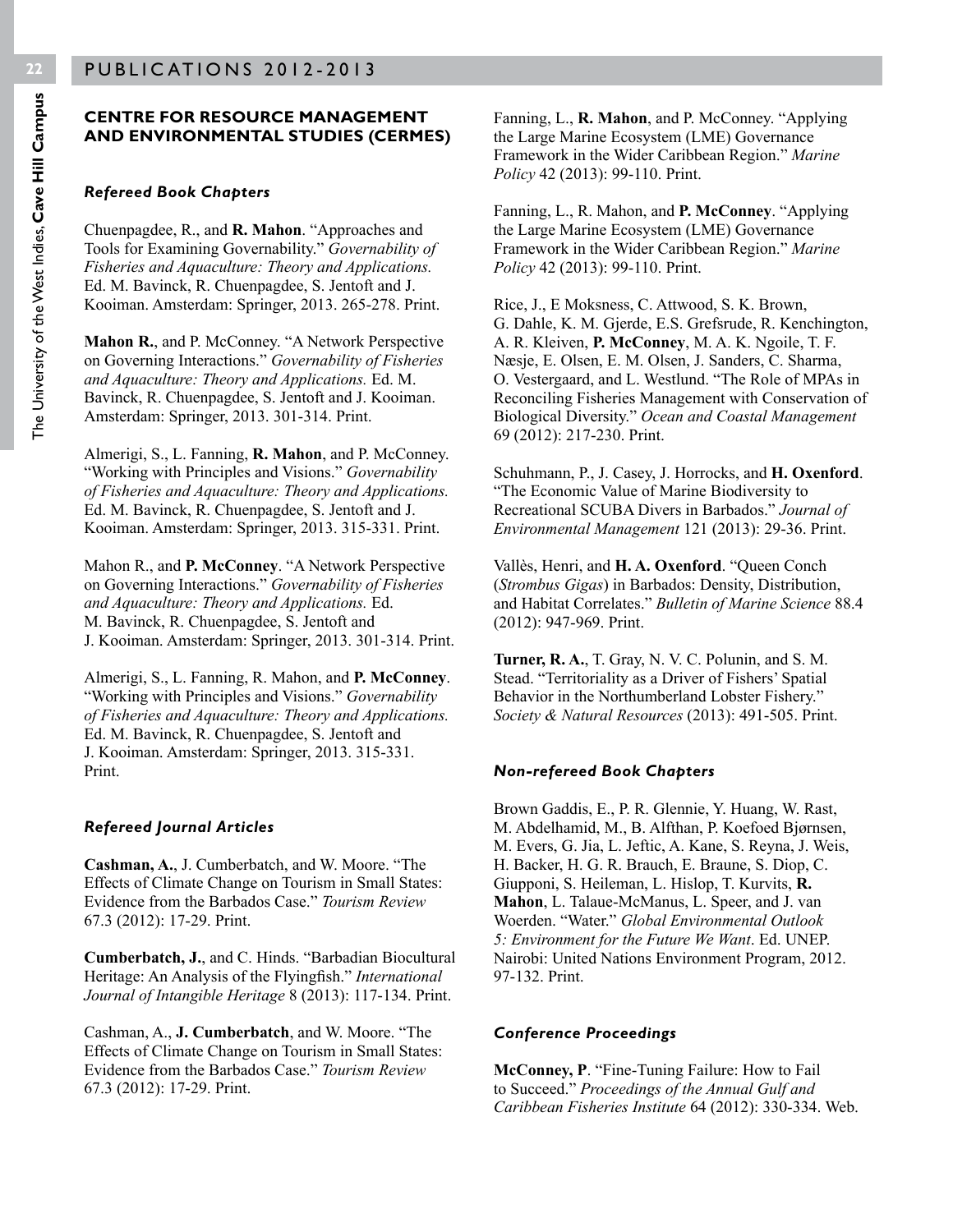## CENTRE FOR RESOURCE MANAGEMENT AND ENVIRONMENTAL STUDIES (CERMES)

### *Refereed Book Chapters*

Chuenpagdee, R., and **R. Mahon**. "Approaches and Tools for Examining Governability." *Governability of Fisheries and Aquaculture: Theory and Applications.* Ed. M. Bavinck, R. Chuenpagdee, S. Jentoft and J. Kooiman. Amsterdam: Springer, 2013. 265-278. Print.

**Mahon R.**, and P. McConney. "A Network Perspective on Governing Interactions." *Governability of Fisheries and Aquaculture: Theory and Applications.* Ed. M. Bavinck, R. Chuenpagdee, S. Jentoft and J. Kooiman. Amsterdam: Springer, 2013. 301-314. Print.

Almerigi, S., L. Fanning, **R. Mahon**, and P. McConney. "Working with Principles and Visions." *Governability of Fisheries and Aquaculture: Theory and Applications.* Ed. M. Bavinck, R. Chuenpagdee, S. Jentoft and J. Kooiman. Amsterdam: Springer, 2013. 315-331. Print.

Mahon R., and **P. McConney**. "A Network Perspective on Governing Interactions." *Governability of Fisheries and Aquaculture: Theory and Applications.* Ed. M. Bavinck, R. Chuenpagdee, S. Jentoft and J. Kooiman. Amsterdam: Springer, 2013. 301-314. Print.

Almerigi, S., L. Fanning, R. Mahon, and **P. McConney**. "Working with Principles and Visions." *Governability of Fisheries and Aquaculture: Theory and Applications.* Ed. M. Bavinck, R. Chuenpagdee, S. Jentoft and J. Kooiman. Amsterdam: Springer, 2013. 315-331. Print.

### *Refereed Journal Articles*

**Cashman, A.**, J. Cumberbatch, and W. Moore. "The Effects of Climate Change on Tourism in Small States: Evidence from the Barbados Case." *Tourism Review* 67.3 (2012): 17-29. Print.

**Cumberbatch, J.**, and C. Hinds. "Barbadian Biocultural Heritage: An Analysis of the Flyingfish." *International Journal of Intangible Heritage* 8 (2013): 117-134. Print.

Cashman, A., **J. Cumberbatch**, and W. Moore. "The Effects of Climate Change on Tourism in Small States: Evidence from the Barbados Case." *Tourism Review* 67.3 (2012): 17-29. Print.

Fanning, L., **R. Mahon**, and P. McConney. "Applying the Large Marine Ecosystem (LME) Governance Framework in the Wider Caribbean Region." *Marine Policy* 42 (2013): 99-110. Print.

Fanning, L., R. Mahon, and **P. McConney**. "Applying the Large Marine Ecosystem (LME) Governance Framework in the Wider Caribbean Region." *Marine Policy* 42 (2013): 99-110. Print.

Rice, J., E Moksness, C. Attwood, S. K. Brown, G. Dahle, K. M. Gjerde, E.S. Grefsrude, R. Kenchington, A. R. Kleiven, **P. McConney**, M. A. K. Ngoile, T. F. Næsje, E. Olsen, E. M. Olsen, J. Sanders, C. Sharma, O. Vestergaard, and L. Westlund. "The Role of MPAs in Reconciling Fisheries Management with Conservation of Biological Diversity." *Ocean and Coastal Management* 69 (2012): 217-230. Print.

Schuhmann, P., J. Casey, J. Horrocks, and **H. Oxenford**. "The Economic Value of Marine Biodiversity to Recreational SCUBA Divers in Barbados." *Journal of Environmental Management* 121 (2013): 29-36. Print.

Vallès, Henri, and **H. A. Oxenford**. "Queen Conch (*Strombus Gigas*) in Barbados: Density, Distribution, and Habitat Correlates." *Bulletin of Marine Science* 88.4 (2012): 947-969. Print.

**Turner, R. A.**, T. Gray, N. V. C. Polunin, and S. M. Stead. "Territoriality as a Driver of Fishers' Spatial Behavior in the Northumberland Lobster Fishery." *Society & Natural Resources* (2013): 491-505. Print.

### *Non-refereed Book Chapters*

Brown Gaddis, E., P. R. Glennie, Y. Huang, W. Rast, M. Abdelhamid, M., B. Alfthan, P. Koefoed Bjørnsen, M. Evers, G. Jia, L. Jeftic, A. Kane, S. Reyna, J. Weis, H. Backer, H. G. R. Brauch, E. Braune, S. Diop, C. Giupponi, S. Heileman, L. Hislop, T. Kurvits, **R. Mahon**, L. Talaue-McManus, L. Speer, and J. van Woerden. "Water." *Global Environmental Outlook 5: Environment for the Future We Want*. Ed. UNEP. Nairobi: United Nations Environment Program, 2012. 97-132. Print.

### *Conference Proceedings*

**McConney, P**. "Fine-Tuning Failure: How to Fail to Succeed." *Proceedings of the Annual Gulf and Caribbean Fisheries Institute* 64 (2012): 330-334. Web.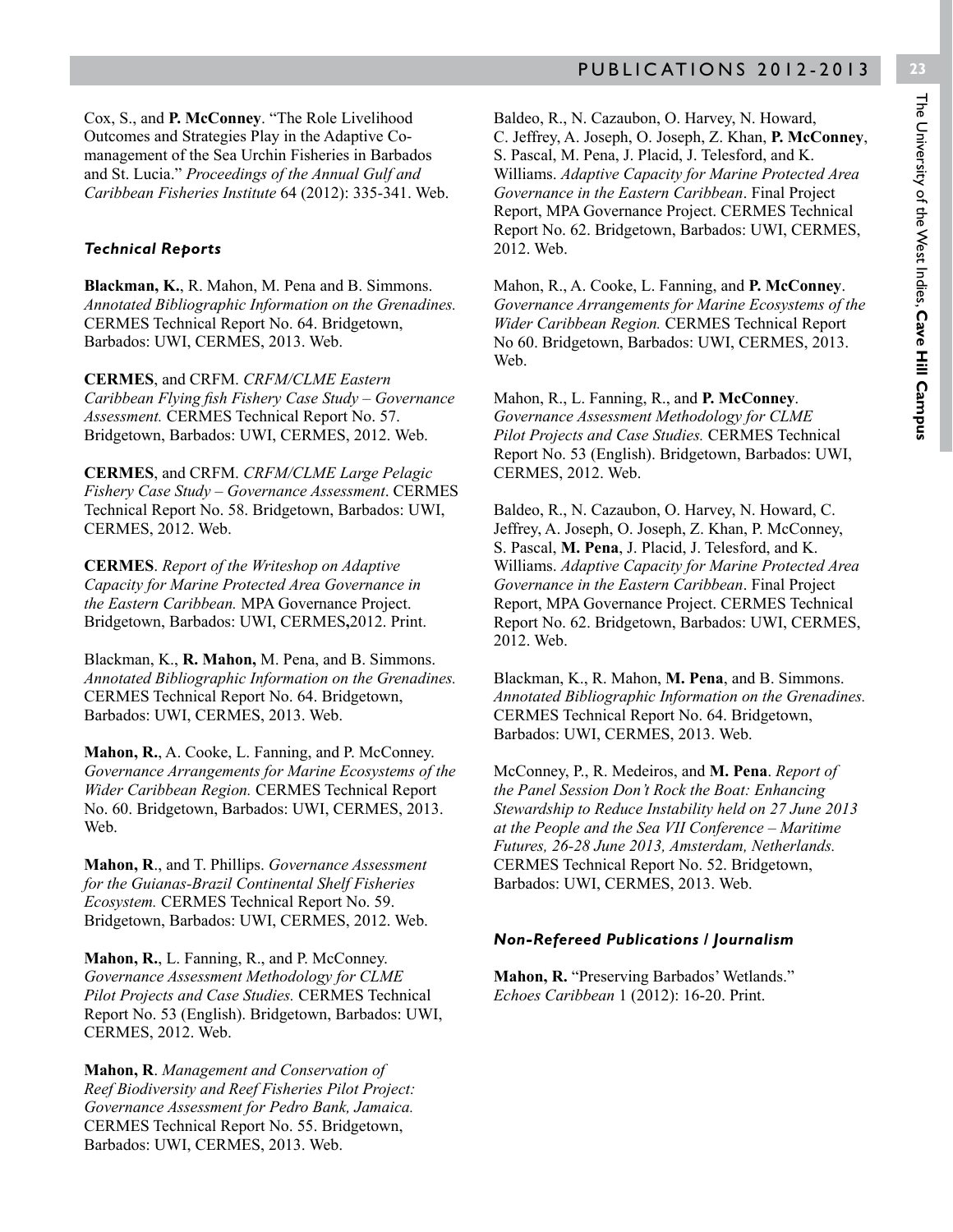Cox, S., and **P. McConney**. "The Role Livelihood Outcomes and Strategies Play in the Adaptive Co-management of the Sea Urchin Fisheries in Barbados and St. Lucia." *Proceedings of the Annual Gulf and Caribbean Fisheries Institute* 64 (2012): 335-341. Web.

### *Technical Reports*

**Blackman, K.**, R. Mahon, M. Pena and B. Simmons. *Annotated Bibliographic Information on the Grenadines.* CERMES Technical Report No. 64. Bridgetown, Barbados: UWI, CERMES, 2013. Web.

**CERMES**, and CRFM. *CRFM/CLME Eastern Caribbean Flying fish Fishery Case Study – Governance Assessment.* CERMES Technical Report No. 57. Bridgetown, Barbados: UWI, CERMES, 2012. Web.

**CERMES**, and CRFM. *CRFM/CLME Large Pelagic Fishery Case Study – Governance Assessment*. CERMES Technical Report No. 58. Bridgetown, Barbados: UWI, CERMES, 2012. Web.

**CERMES**. *Report of the Writeshop on Adaptive Capacity for Marine Protected Area Governance in the Eastern Caribbean.* MPA Governance Project. Bridgetown, Barbados: UWI, CERMES**,**2012. Print.

Blackman, K., **R. Mahon,** M. Pena, and B. Simmons. *Annotated Bibliographic Information on the Grenadines.* CERMES Technical Report No. 64. Bridgetown, Barbados: UWI, CERMES, 2013. Web.

**Mahon, R.**, A. Cooke, L. Fanning, and P. McConney. *Governance Arrangements for Marine Ecosystems of the Wider Caribbean Region.* CERMES Technical Report No. 60. Bridgetown, Barbados: UWI, CERMES, 2013. Web.

**Mahon, R**., and T. Phillips. *Governance Assessment for the Guianas-Brazil Continental Shelf Fisheries Ecosystem.* CERMES Technical Report No. 59. Bridgetown, Barbados: UWI, CERMES, 2012. Web.

**Mahon, R.**, L. Fanning, R., and P. McConney. *Governance Assessment Methodology for CLME Pilot Projects and Case Studies.* CERMES Technical Report No. 53 (English). Bridgetown, Barbados: UWI, CERMES, 2012. Web.

**Mahon, R**. *Management and Conservation of Reef Biodiversity and Reef Fisheries Pilot Project: Governance Assessment for Pedro Bank, Jamaica.* CERMES Technical Report No. 55. Bridgetown, Barbados: UWI, CERMES, 2013. Web.

Baldeo, R., N. Cazaubon, O. Harvey, N. Howard, C. Jeffrey, A. Joseph, O. Joseph, Z. Khan, **P. McConney**, S. Pascal, M. Pena, J. Placid, J. Telesford, and K. Williams. *Adaptive Capacity for Marine Protected Area Governance in the Eastern Caribbean*. Final Project Report, MPA Governance Project. CERMES Technical Report No. 62. Bridgetown, Barbados: UWI, CERMES, 2012. Web.

Mahon, R., A. Cooke, L. Fanning, and **P. McConney**. *Governance Arrangements for Marine Ecosystems of the Wider Caribbean Region.* CERMES Technical Report No 60. Bridgetown, Barbados: UWI, CERMES, 2013. Web.

Mahon, R., L. Fanning, R., and **P. McConney**. *Governance Assessment Methodology for CLME Pilot Projects and Case Studies.* CERMES Technical Report No. 53 (English). Bridgetown, Barbados: UWI, CERMES, 2012. Web.

Baldeo, R., N. Cazaubon, O. Harvey, N. Howard, C. Jeffrey, A. Joseph, O. Joseph, Z. Khan, P. McConney, S. Pascal, **M. Pena**, J. Placid, J. Telesford, and K. Williams. *Adaptive Capacity for Marine Protected Area Governance in the Eastern Caribbean*. Final Project Report, MPA Governance Project. CERMES Technical Report No. 62. Bridgetown, Barbados: UWI, CERMES, 2012. Web.

Blackman, K., R. Mahon, **M. Pena**, and B. Simmons. *Annotated Bibliographic Information on the Grenadines.* CERMES Technical Report No. 64. Bridgetown, Barbados: UWI, CERMES, 2013. Web.

McConney, P., R. Medeiros, and **M. Pena**. *Report of the Panel Session Don't Rock the Boat: Enhancing Stewardship to Reduce Instability held on 27 June 2013 at the People and the Sea VII Conference – Maritime Futures, 26-28 June 2013, Amsterdam, Netherlands.* CERMES Technical Report No. 52. Bridgetown, Barbados: UWI, CERMES, 2013. Web.

### *Non-Refereed Publications / Journalism*

**Mahon, R.** "Preserving Barbados' Wetlands." *Echoes Caribbean* 1 (2012): 16-20. Print.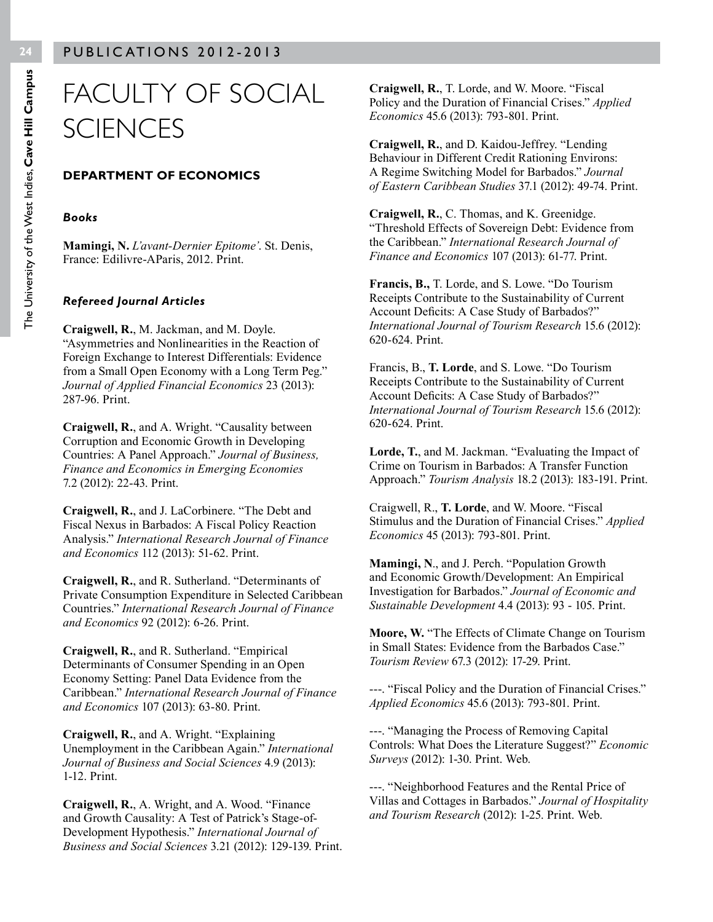# FACULTY OF SOCIAL SCIENCES

## DEPARTMENT OF ECONOMICS

### *Books*

**Mamingi, N.** *L'avant-Dernier Epitome'*. St. Denis, France: Edilivre-AParis, 2012. Print.

### *Refereed Journal Articles*

**Craigwell, R.**, M. Jackman, and M. Doyle. "Asymmetries and Nonlinearities in the Reaction of Foreign Exchange to Interest Differentials: Evidence from a Small Open Economy with a Long Term Peg." *Journal of Applied Financial Economics* 23 (2013): 287-96. Print.

**Craigwell, R.**, and A. Wright. "Causality between Corruption and Economic Growth in Developing Countries: A Panel Approach." *Journal of Business, Finance and Economics in Emerging Economies* 7.2 (2012): 22-43. Print.

**Craigwell, R.**, and J. LaCorbinere. "The Debt and Fiscal Nexus in Barbados: A Fiscal Policy Reaction Analysis." *International Research Journal of Finance and Economics* 112 (2013): 51-62. Print.

**Craigwell, R.**, and R. Sutherland. "Determinants of Private Consumption Expenditure in Selected Caribbean Countries." *International Research Journal of Finance and Economics* 92 (2012): 6-26. Print.

**Craigwell, R.**, and R. Sutherland. "Empirical Determinants of Consumer Spending in an Open Economy Setting: Panel Data Evidence from the Caribbean." *International Research Journal of Finance and Economics* 107 (2013): 63-80. Print.

**Craigwell, R.**, and A. Wright. "Explaining Unemployment in the Caribbean Again." *International Journal of Business and Social Sciences* 4.9 (2013): 1-12. Print.

**Craigwell, R.**, A. Wright, and A. Wood. "Finance and Growth Causality: A Test of Patrick's Stage-of-Development Hypothesis." *International Journal of Business and Social Sciences* 3.21 (2012): 129-139. Print.

**Craigwell, R.**, T. Lorde, and W. Moore. "Fiscal Policy and the Duration of Financial Crises." *Applied Economics* 45.6 (2013): 793-801. Print.

**Craigwell, R.**, and D. Kaidou-Jeffrey. "Lending Behaviour in Different Credit Rationing Environs: A Regime Switching Model for Barbados." *Journal of Eastern Caribbean Studies* 37.1 (2012): 49-74. Print.

**Craigwell, R.**, C. Thomas, and K. Greenidge. "Threshold Effects of Sovereign Debt: Evidence from the Caribbean." *International Research Journal of Finance and Economics* 107 (2013): 61-77. Print.

**Francis, B.,** T. Lorde, and S. Lowe. "Do Tourism Receipts Contribute to the Sustainability of Current Account Deficits: A Case Study of Barbados?" *International Journal of Tourism Research* 15.6 (2012): 620-624. Print.

Francis, B., **T. Lorde**, and S. Lowe. "Do Tourism Receipts Contribute to the Sustainability of Current Account Deficits: A Case Study of Barbados?" *International Journal of Tourism Research* 15.6 (2012): 620-624. Print.

**Lorde, T.**, and M. Jackman. "Evaluating the Impact of Crime on Tourism in Barbados: A Transfer Function Approach." *Tourism Analysis* 18.2 (2013): 183-191. Print.

Craigwell, R., **T. Lorde**, and W. Moore. "Fiscal Stimulus and the Duration of Financial Crises." *Applied Economics* 45 (2013): 793-801. Print.

**Mamingi, N**., and J. Perch. "Population Growth and Economic Growth/Development: An Empirical Investigation for Barbados." *Journal of Economic and Sustainable Development* 4.4 (2013): 93 - 105. Print.

**Moore, W.** "The Effects of Climate Change on Tourism in Small States: Evidence from the Barbados Case." *Tourism Review* 67.3 (2012): 17-29. Print.

---. "Fiscal Policy and the Duration of Financial Crises." *Applied Economics* 45.6 (2013): 793-801. Print.

---. "Managing the Process of Removing Capital Controls: What Does the Literature Suggest?" *Economic Surveys* (2012): 1-30. Print. Web.

---. "Neighborhood Features and the Rental Price of Villas and Cottages in Barbados." *Journal of Hospitality and Tourism Research* (2012): 1-25. Print. Web.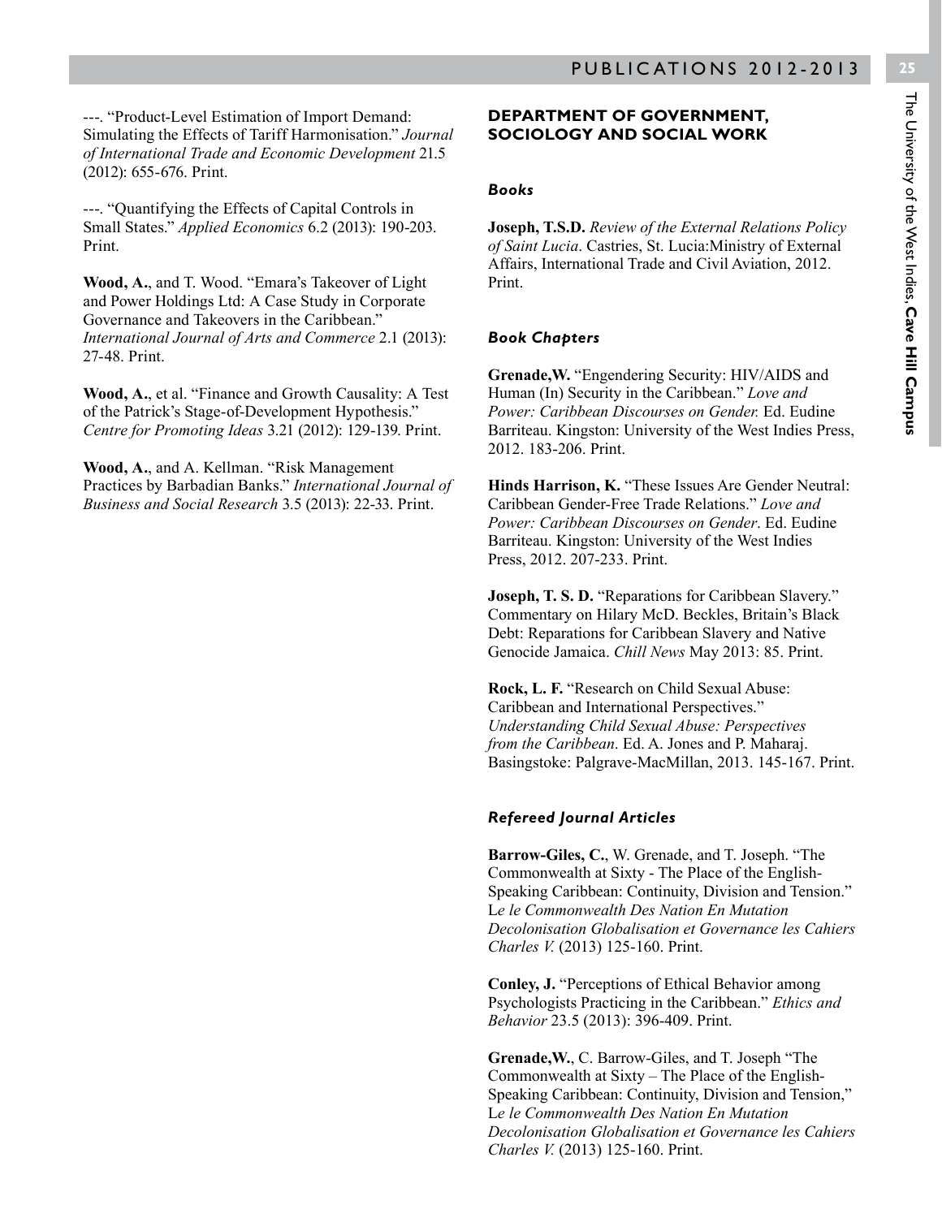---. "Product-Level Estimation of Import Demand: Simulating the Effects of Tariff Harmonisation." *Journal of International Trade and Economic Development* 21.5 (2012): 655-676. Print.

---. "Quantifying the Effects of Capital Controls in Small States." *Applied Economics* 6.2 (2013): 190-203. Print.

**Wood, A.**, and T. Wood. "Emara's Takeover of Light and Power Holdings Ltd: A Case Study in Corporate Governance and Takeovers in the Caribbean." *International Journal of Arts and Commerce* 2.1 (2013): 27-48. Print.

**Wood, A.**, et al. "Finance and Growth Causality: A Test of the Patrick's Stage-of-Development Hypothesis." *Centre for Promoting Ideas* 3.21 (2012): 129-139. Print.

**Wood, A.**, and A. Kellman. "Risk Management Practices by Barbadian Banks." *International Journal of Business and Social Research* 3.5 (2013): 22-33. Print.

## DEPARTMENT OF GOVERNMENT, SOCIOLOGY AND SOCIAL WORK

### *Books*

**Joseph, T.S.D.** *Review of the External Relations Policy of Saint Lucia*. Castries, St. Lucia:Ministry of External Affairs, International Trade and Civil Aviation, 2012. Print.

### *Book Chapters*

**Grenade,W.** "Engendering Security: HIV/AIDS and Human (In) Security in the Caribbean." *Love and Power: Caribbean Discourses on Gender.* Ed. Eudine Barriteau. Kingston: University of the West Indies Press, 2012. 183-206. Print.

**Hinds Harrison, K.** "These Issues Are Gender Neutral: Caribbean Gender-Free Trade Relations." *Love and Power: Caribbean Discourses on Gender*. Ed. Eudine Barriteau. Kingston: University of the West Indies Press, 2012. 207-233. Print.

**Joseph, T. S. D.** "Reparations for Caribbean Slavery." Commentary on Hilary McD. Beckles, Britain's Black Debt: Reparations for Caribbean Slavery and Native Genocide Jamaica. *Chill News* May 2013: 85. Print.

**Rock, L. F.** "Research on Child Sexual Abuse: Caribbean and International Perspectives." *Understanding Child Sexual Abuse: Perspectives from the Caribbean*. Ed. A. Jones and P. Maharaj. Basingstoke: Palgrave-MacMillan, 2013. 145-167. Print.

### *Refereed Journal Articles*

**Barrow-Giles, C.**, W. Grenade, and T. Joseph. "The Commonwealth at Sixty - The Place of the English-Speaking Caribbean: Continuity, Division and Tension." L*e le Commonwealth Des Nation En Mutation Decolonisation Globalisation et Governance les Cahiers Charles V.* (2013) 125-160. Print.

**Conley, J.** "Perceptions of Ethical Behavior among Psychologists Practicing in the Caribbean." *Ethics and Behavior* 23.5 (2013): 396-409. Print.

**Grenade,W.**, C. Barrow-Giles, and T. Joseph "The Commonwealth at Sixty – The Place of the English-Speaking Caribbean: Continuity, Division and Tension," L*e le Commonwealth Des Nation En Mutation Decolonisation Globalisation et Governance les Cahiers Charles V.* (2013) 125-160. Print.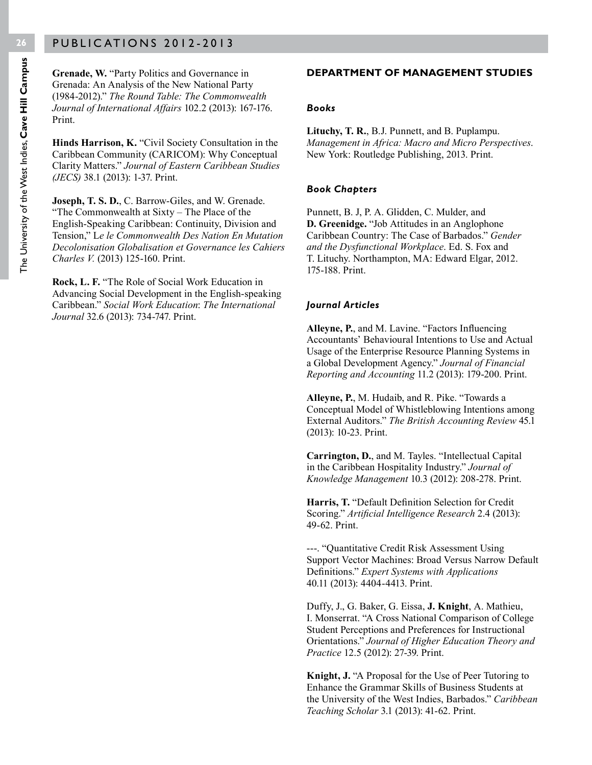**Grenade, W.** "Party Politics and Governance in Grenada: An Analysis of the New National Party (1984-2012)." *The Round Table: The Commonwealth Journal of International Affairs* 102.2 (2013): 167-176. Print.

**Hinds Harrison, K.** "Civil Society Consultation in the Caribbean Community (CARICOM): Why Conceptual Clarity Matters." *Journal of Eastern Caribbean Studies (JECS)* 38.1 (2013): 1-37. Print.

**Joseph, T. S. D.**, C. Barrow-Giles, and W. Grenade. "The Commonwealth at Sixty – The Place of the English-Speaking Caribbean: Continuity, Division and Tension," L*e le Commonwealth Des Nation En Mutation Decolonisation Globalisation et Governance les Cahiers Charles V.* (2013) 125-160. Print.

**Rock, L. F.** "The Role of Social Work Education in Advancing Social Development in the English-speaking Caribbean." *Social Work Education*: *The International Journal* 32.6 (2013): 734-747. Print.

## DEPARTMENT OF MANAGEMENT STUDIES

### *Books*

**Lituchy, T. R.**, B.J. Punnett, and B. Puplampu. *Management in Africa: Macro and Micro Perspectives*. New York: Routledge Publishing, 2013. Print.

### *Book Chapters*

Punnett, B. J, P. A. Glidden, C. Mulder, and **D. Greenidge.** "Job Attitudes in an Anglophone Caribbean Country: The Case of Barbados." *Gender and the Dysfunctional Workplace*. Ed. S. Fox and T. Lituchy. Northampton, MA: Edward Elgar, 2012. 175-188. Print.

### *Journal Articles*

**Alleyne, P.**, and M. Lavine. "Factors Influencing Accountants' Behavioural Intentions to Use and Actual Usage of the Enterprise Resource Planning Systems in a Global Development Agency." *Journal of Financial Reporting and Accounting* 11.2 (2013): 179-200. Print.

**Alleyne, P.**, M. Hudaib, and R. Pike. "Towards a Conceptual Model of Whistleblowing Intentions among External Auditors." *The British Accounting Review* 45.1 (2013): 10-23. Print.

**Carrington, D.**, and M. Tayles. "Intellectual Capital in the Caribbean Hospitality Industry." *Journal of Knowledge Management* 10.3 (2012): 208-278. Print.

**Harris, T.** "Default Definition Selection for Credit Scoring." *Artificial Intelligence Research* 2.4 (2013): 49-62. Print.

---. "Quantitative Credit Risk Assessment Using Support Vector Machines: Broad Versus Narrow Default Definitions." *Expert Systems with Applications* 40.11 (2013): 4404-4413. Print.

Duffy, J., G. Baker, G. Eissa, **J. Knight**, A. Mathieu, I. Monserrat. "A Cross National Comparison of College Student Perceptions and Preferences for Instructional Orientations." *Journal of Higher Education Theory and Practice* 12.5 (2012): 27-39. Print.

**Knight, J.** "A Proposal for the Use of Peer Tutoring to Enhance the Grammar Skills of Business Students at the University of the West Indies, Barbados." *Caribbean Teaching Scholar* 3.1 (2013): 41-62. Print.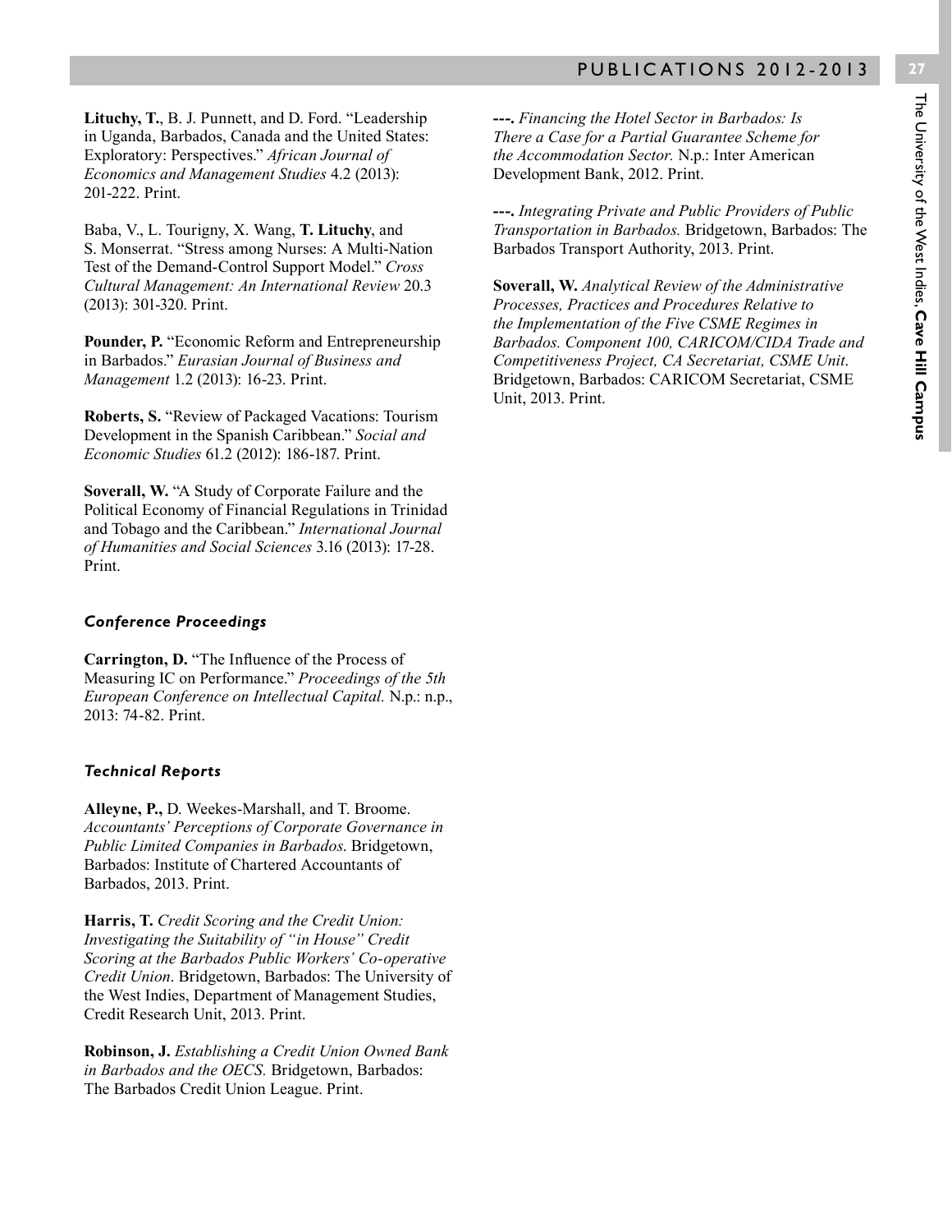**Lituchy, T.**, B. J. Punnett, and D. Ford. "Leadership in Uganda, Barbados, Canada and the United States: Exploratory: Perspectives." *African Journal of Economics and Management Studies* 4.2 (2013): 201-222. Print.

Baba, V., L. Tourigny, X. Wang, **T. Lituchy**, and S. Monserrat. "Stress among Nurses: A Multi-Nation Test of the Demand-Control Support Model." *Cross Cultural Management: An International Review* 20.3 (2013): 301-320. Print.

**Pounder, P.** "Economic Reform and Entrepreneurship in Barbados." *Eurasian Journal of Business and Management* 1.2 (2013): 16-23. Print.

**Roberts, S.** "Review of Packaged Vacations: Tourism Development in the Spanish Caribbean." *Social and Economic Studies* 61.2 (2012): 186-187. Print.

**Soverall, W.** "A Study of Corporate Failure and the Political Economy of Financial Regulations in Trinidad and Tobago and the Caribbean." *International Journal of Humanities and Social Sciences* 3.16 (2013): 17-28. Print.

### *Conference Proceedings*

**Carrington, D.** "The Influence of the Process of Measuring IC on Performance." *Proceedings of the 5th European Conference on Intellectual Capital.* N.p.: n.p., 2013: 74-82. Print.

### *Technical Reports*

**Alleyne, P.,** D. Weekes-Marshall, and T. Broome. *Accountants' Perceptions of Corporate Governance in Public Limited Companies in Barbados.* Bridgetown, Barbados: Institute of Chartered Accountants of Barbados, 2013. Print.

**Harris, T.** *Credit Scoring and the Credit Union: Investigating the Suitability of "in House" Credit Scoring at the Barbados Public Workers' Co-operative Credit Union*. Bridgetown, Barbados: The University of the West Indies, Department of Management Studies, Credit Research Unit, 2013. Print.

**Robinson, J.** *Establishing a Credit Union Owned Bank in Barbados and the OECS.* Bridgetown, Barbados: The Barbados Credit Union League. Print.

**---.** *Financing the Hotel Sector in Barbados: Is There a Case for a Partial Guarantee Scheme for the Accommodation Sector.* N.p.: Inter American Development Bank, 2012. Print.

**---.** *Integrating Private and Public Providers of Public Transportation in Barbados.* Bridgetown, Barbados: The Barbados Transport Authority, 2013. Print.

**Soverall, W.** *Analytical Review of the Administrative Processes, Practices and Procedures Relative to the Implementation of the Five CSME Regimes in Barbados. Component 100, CARICOM/CIDA Trade and Competitiveness Project, CA Secretariat, CSME Unit.* Bridgetown, Barbados: CARICOM Secretariat, CSME Unit, 2013. Print.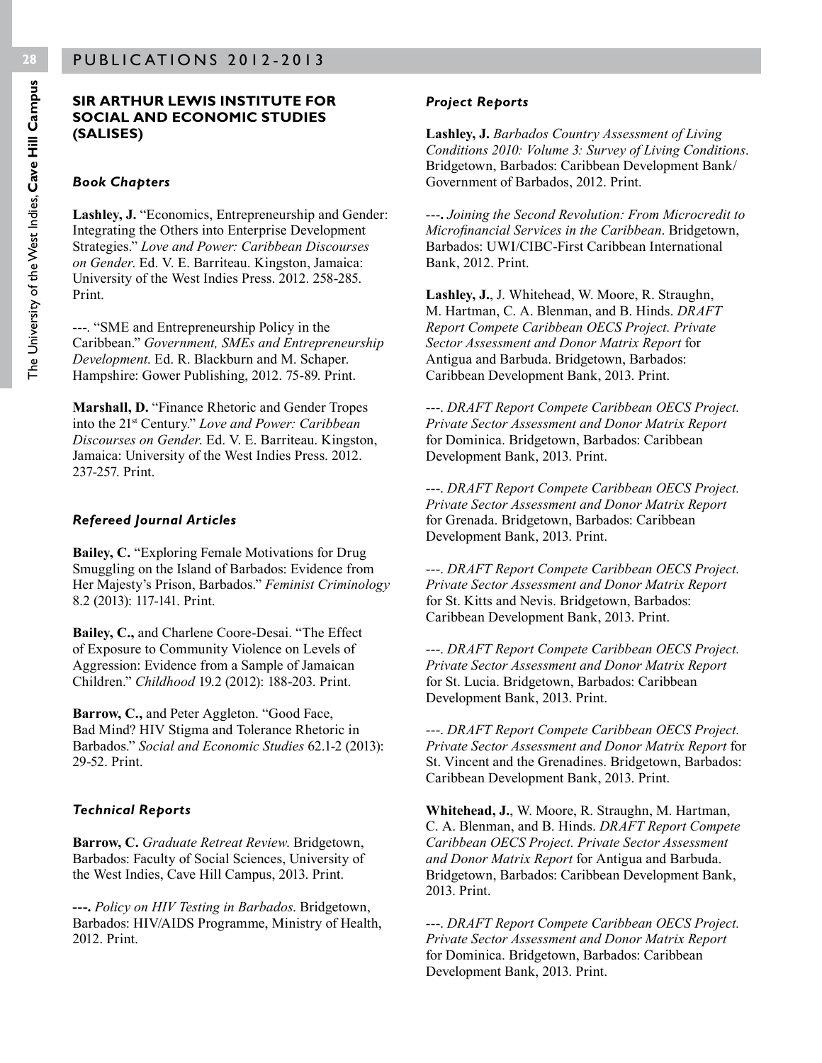## SIR ARTHUR LEWIS INSTITUTE FOR SOCIAL AND ECONOMIC STUDIES (SALISES)

### *Book Chapters*

**Lashley, J.** "Economics, Entrepreneurship and Gender: Integrating the Others into Enterprise Development Strategies." *Love and Power: Caribbean Discourses on Gender*. Ed. V. E. Barriteau. Kingston, Jamaica: University of the West Indies Press. 2012. 258-285. Print.

---. "SME and Entrepreneurship Policy in the Caribbean." *Government, SMEs and Entrepreneurship Development*. Ed. R. Blackburn and M. Schaper. Hampshire: Gower Publishing, 2012. 75-89. Print.

**Marshall, D.** "Finance Rhetoric and Gender Tropes into the 21st Century." *Love and Power: Caribbean Discourses on Gender*. Ed. V. E. Barriteau. Kingston, Jamaica: University of the West Indies Press. 2012. 237-257. Print.

### *Refereed Journal Articles*

**Bailey, C.** "Exploring Female Motivations for Drug Smuggling on the Island of Barbados: Evidence from Her Majesty's Prison, Barbados." *Feminist Criminology* 8.2 (2013): 117-141. Print.

**Bailey, C.,** and Charlene Coore-Desai. "The Effect of Exposure to Community Violence on Levels of Aggression: Evidence from a Sample of Jamaican Children." *Childhood* 19.2 (2012): 188-203. Print.

**Barrow, C.,** and Peter Aggleton. "Good Face, Bad Mind? HIV Stigma and Tolerance Rhetoric in Barbados." *Social and Economic Studies* 62.1-2 (2013): 29-52. Print.

### *Technical Reports*

**Barrow, C.** *Graduate Retreat Review*. Bridgetown, Barbados: Faculty of Social Sciences, University of the West Indies, Cave Hill Campus, 2013. Print.

**---.** *Policy on HIV Testing in Barbados*. Bridgetown, Barbados: HIV/AIDS Programme, Ministry of Health, 2012. Print.

### *Project Reports*

**Lashley, J.** *Barbados Country Assessment of Living Conditions 2010: Volume 3: Survey of Living Conditions*. Bridgetown, Barbados: Caribbean Development Bank/ Government of Barbados, 2012. Print.

---. *Joining the Second Revolution: From Microcredit to Microfinancial Services in the Caribbean*. Bridgetown, Barbados: UWI/CIBC-First Caribbean International Bank, 2012. Print.

**Lashley, J.**, J. Whitehead, W. Moore, R. Straughn, M. Hartman, C. A. Blenman, and B. Hinds. *DRAFT Report Compete Caribbean OECS Project. Private Sector Assessment and Donor Matrix Report* for Antigua and Barbuda. Bridgetown, Barbados: Caribbean Development Bank, 2013. Print.

---. *DRAFT Report Compete Caribbean OECS Project. Private Sector Assessment and Donor Matrix Report* for Dominica. Bridgetown, Barbados: Caribbean Development Bank, 2013. Print.

---. *DRAFT Report Compete Caribbean OECS Project. Private Sector Assessment and Donor Matrix Report* for Grenada. Bridgetown, Barbados: Caribbean Development Bank, 2013. Print.

---. *DRAFT Report Compete Caribbean OECS Project. Private Sector Assessment and Donor Matrix Report* for St. Kitts and Nevis. Bridgetown, Barbados: Caribbean Development Bank, 2013. Print.

---. *DRAFT Report Compete Caribbean OECS Project. Private Sector Assessment and Donor Matrix Report* for St. Lucia. Bridgetown, Barbados: Caribbean Development Bank, 2013. Print.

---. *DRAFT Report Compete Caribbean OECS Project. Private Sector Assessment and Donor Matrix Report* for St. Vincent and the Grenadines. Bridgetown, Barbados: Caribbean Development Bank, 2013. Print.

**Whitehead, J.**, W. Moore, R. Straughn, M. Hartman, C. A. Blenman, and B. Hinds. *DRAFT Report Compete Caribbean OECS Project. Private Sector Assessment and Donor Matrix Report* for Antigua and Barbuda. Bridgetown, Barbados: Caribbean Development Bank, 2013. Print.

---. *DRAFT Report Compete Caribbean OECS Project. Private Sector Assessment and Donor Matrix Report* for Dominica. Bridgetown, Barbados: Caribbean Development Bank, 2013. Print.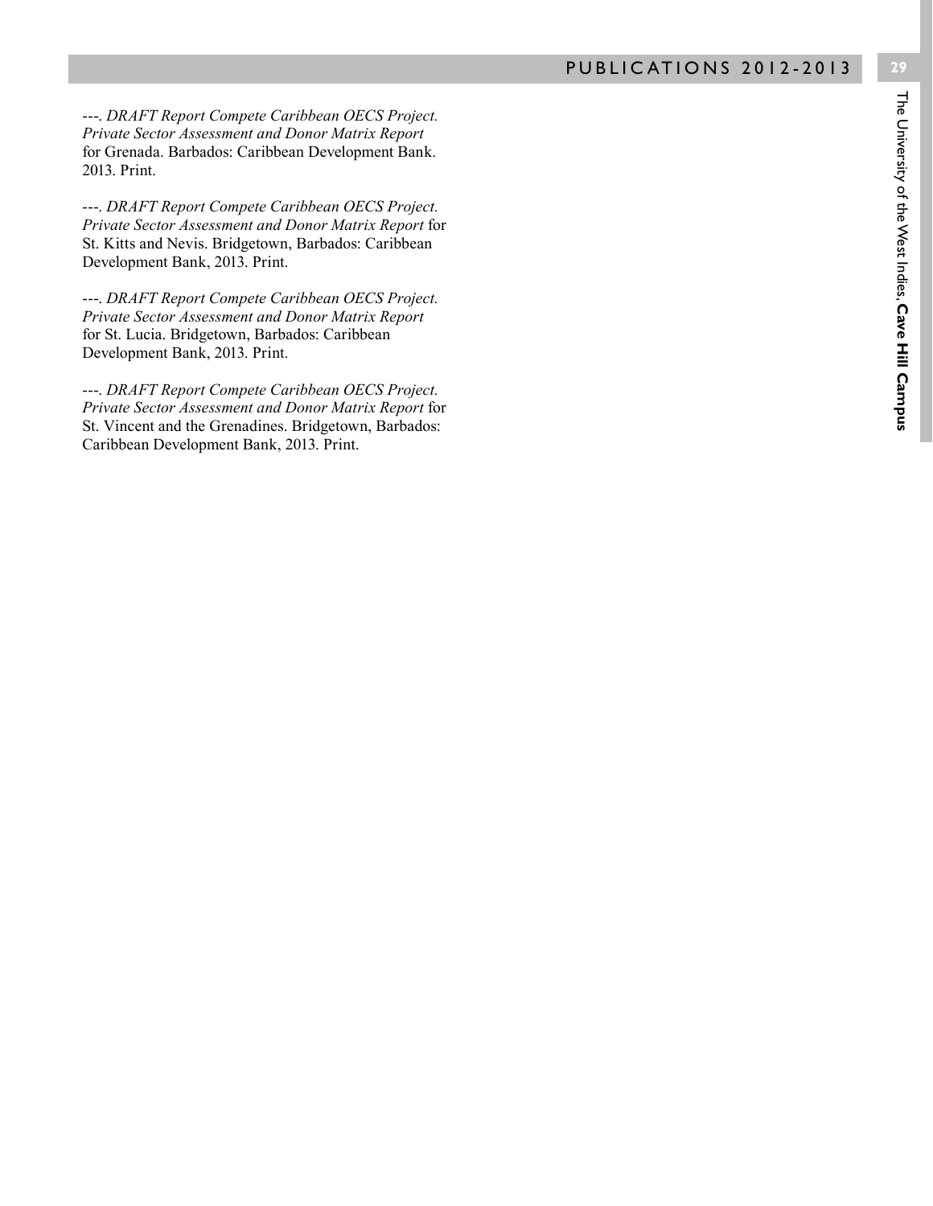---. *DRAFT Report Compete Caribbean OECS Project. Private Sector Assessment and Donor Matrix Report* for Grenada. Barbados: Caribbean Development Bank. 2013. Print.

---. *DRAFT Report Compete Caribbean OECS Project. Private Sector Assessment and Donor Matrix Report* for St. Kitts and Nevis. Bridgetown, Barbados: Caribbean Development Bank, 2013. Print.

---. *DRAFT Report Compete Caribbean OECS Project. Private Sector Assessment and Donor Matrix Report* for St. Lucia. Bridgetown, Barbados: Caribbean Development Bank, 2013. Print.

---. *DRAFT Report Compete Caribbean OECS Project. Private Sector Assessment and Donor Matrix Report* for St. Vincent and the Grenadines. Bridgetown, Barbados: Caribbean Development Bank, 2013. Print.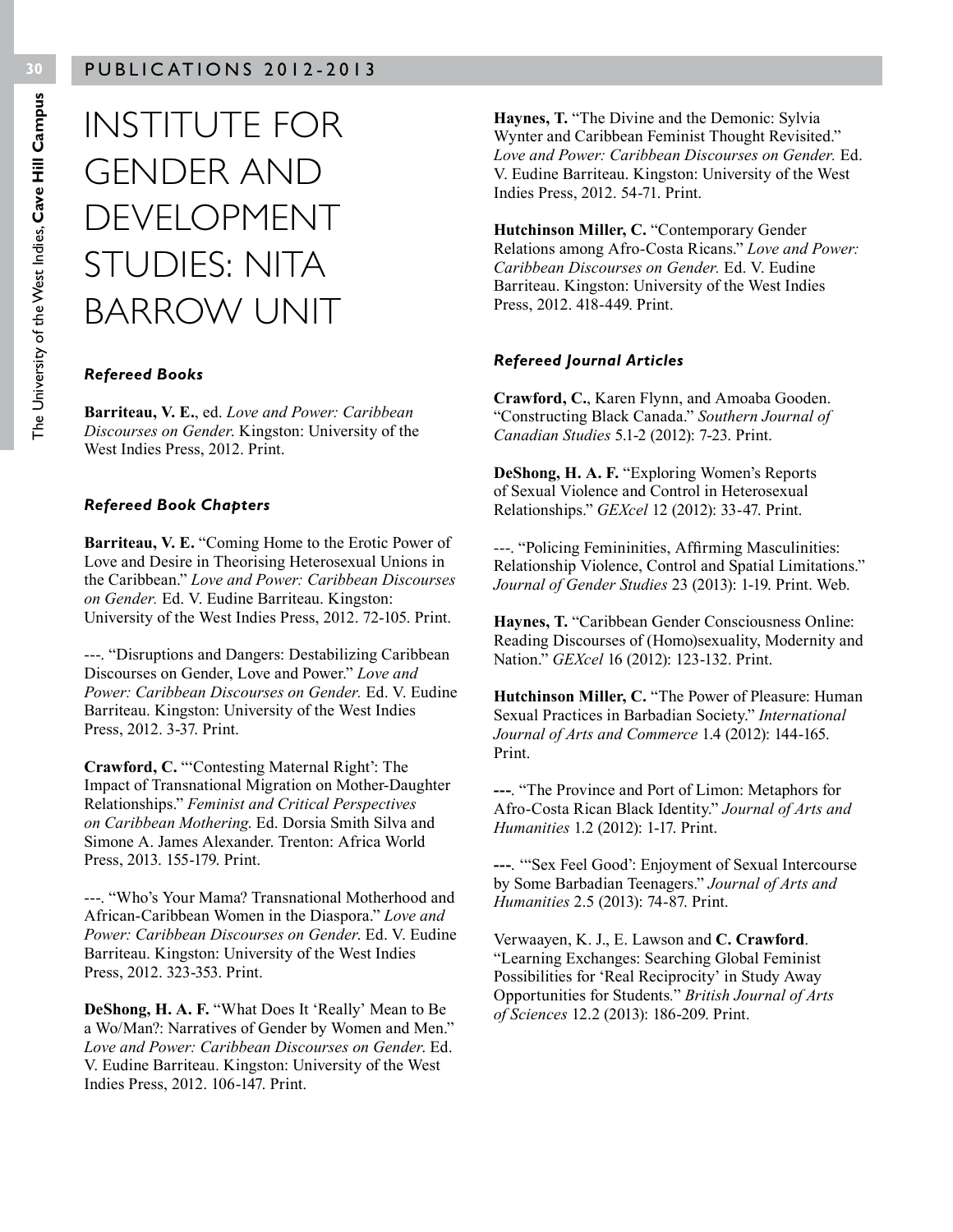# INSTITUTE FOR GENDER AND DEVELOPMENT STUDIES: NITA BARROW UNIT

### *Refereed Books*

**Barriteau, V. E.**, ed. *Love and Power: Caribbean Discourses on Gender*. Kingston: University of the West Indies Press, 2012. Print.

### *Refereed Book Chapters*

**Barriteau, V. E.** "Coming Home to the Erotic Power of Love and Desire in Theorising Heterosexual Unions in the Caribbean." *Love and Power: Caribbean Discourses on Gender.* Ed. V. Eudine Barriteau. Kingston: University of the West Indies Press, 2012. 72-105. Print.

---. "Disruptions and Dangers: Destabilizing Caribbean Discourses on Gender, Love and Power." *Love and Power: Caribbean Discourses on Gender.* Ed. V. Eudine Barriteau. Kingston: University of the West Indies Press, 2012. 3-37. Print.

**Crawford, C.** "'Contesting Maternal Right': The Impact of Transnational Migration on Mother-Daughter Relationships." *Feminist and Critical Perspectives on Caribbean Mothering.* Ed. Dorsia Smith Silva and Simone A. James Alexander. Trenton: Africa World Press, 2013. 155-179. Print.

---. "Who's Your Mama? Transnational Motherhood and African-Caribbean Women in the Diaspora." *Love and Power: Caribbean Discourses on Gender*. Ed. V. Eudine Barriteau. Kingston: University of the West Indies Press, 2012. 323-353. Print.

**DeShong, H. A. F.** "What Does It 'Really' Mean to Be a Wo/Man?: Narratives of Gender by Women and Men." *Love and Power: Caribbean Discourses on Gender*. Ed. V. Eudine Barriteau. Kingston: University of the West Indies Press, 2012. 106-147. Print.

**Haynes, T.** "The Divine and the Demonic: Sylvia Wynter and Caribbean Feminist Thought Revisited." *Love and Power: Caribbean Discourses on Gender.* Ed. V. Eudine Barriteau. Kingston: University of the West Indies Press, 2012. 54-71. Print.

**Hutchinson Miller, C.** "Contemporary Gender Relations among Afro-Costa Ricans." *Love and Power: Caribbean Discourses on Gender.* Ed. V. Eudine Barriteau. Kingston: University of the West Indies Press, 2012. 418-449. Print.

### *Refereed Journal Articles*

**Crawford, C.**, Karen Flynn, and Amoaba Gooden. "Constructing Black Canada." *Southern Journal of Canadian Studies* 5.1-2 (2012): 7-23. Print.

**DeShong, H. A. F.** "Exploring Women's Reports of Sexual Violence and Control in Heterosexual Relationships." *GEXcel* 12 (2012): 33-47. Print.

---. "Policing Femininities, Affirming Masculinities: Relationship Violence, Control and Spatial Limitations." *Journal of Gender Studies* 23 (2013): 1-19. Print. Web.

**Haynes, T.** "Caribbean Gender Consciousness Online: Reading Discourses of (Homo)sexuality, Modernity and Nation." *GEXcel* 16 (2012): 123-132. Print.

**Hutchinson Miller, C.** "The Power of Pleasure: Human Sexual Practices in Barbadian Society." *International Journal of Arts and Commerce* 1.4 (2012): 144-165. Print.

**---**. "The Province and Port of Limon: Metaphors for Afro-Costa Rican Black Identity." *Journal of Arts and Humanities* 1.2 (2012): 1-17. Print.

**---**. "'Sex Feel Good': Enjoyment of Sexual Intercourse by Some Barbadian Teenagers." *Journal of Arts and Humanities* 2.5 (2013): 74-87. Print.

Verwaayen, K. J., E. Lawson and **C. Crawford**. "Learning Exchanges: Searching Global Feminist Possibilities for 'Real Reciprocity' in Study Away Opportunities for Students." *British Journal of Arts of Sciences* 12.2 (2013): 186-209. Print.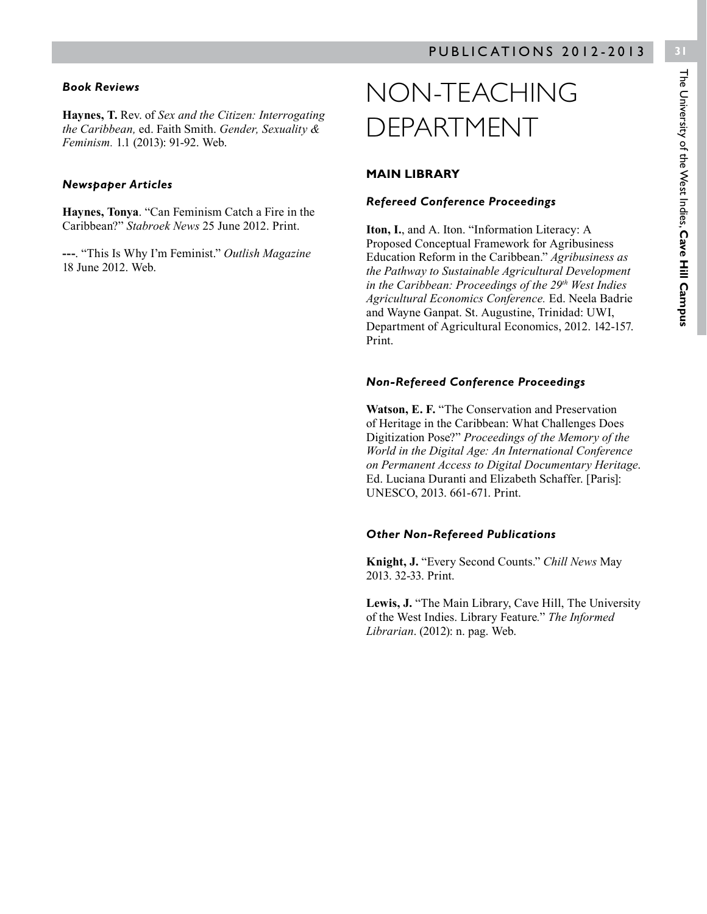### *Book Reviews*

**Haynes, T.** Rev. of *Sex and the Citizen: Interrogating the Caribbean,* ed. Faith Smith. *Gender, Sexuality & Feminism.* 1.1 (2013): 91-92. Web.

### *Newspaper Articles*

**Haynes, Tonya**. "Can Feminism Catch a Fire in the Caribbean?" *Stabroek News* 25 June 2012. Print.

---. "This Is Why I'm Feminist." *Outlish Magazine* 18 June 2012. Web.

# NON-TEACHING DEPARTMENT

## MAIN LIBRARY

### *Refereed Conference Proceedings*

**Iton, I.**, and A. Iton. "Information Literacy: A Proposed Conceptual Framework for Agribusiness Education Reform in the Caribbean." *Agribusiness as the Pathway to Sustainable Agricultural Development in the Caribbean: Proceedings of the 29th West Indies Agricultural Economics Conference.* Ed. Neela Badrie and Wayne Ganpat. St. Augustine, Trinidad: UWI, Department of Agricultural Economics, 2012. 142-157. Print.

### *Non-Refereed Conference Proceedings*

**Watson, E. F.** "The Conservation and Preservation of Heritage in the Caribbean: What Challenges Does Digitization Pose?" *Proceedings of the Memory of the World in the Digital Age: An International Conference on Permanent Access to Digital Documentary Heritage*. Ed. Luciana Duranti and Elizabeth Schaffer. [Paris]: UNESCO, 2013. 661-671. Print.

### *Other Non-Refereed Publications*

**Knight, J.** "Every Second Counts." *Chill News* May 2013. 32-33. Print.

**Lewis, J.** "The Main Library, Cave Hill, The University of the West Indies. Library Feature." *The Informed Librarian*. (2012): n. pag. Web.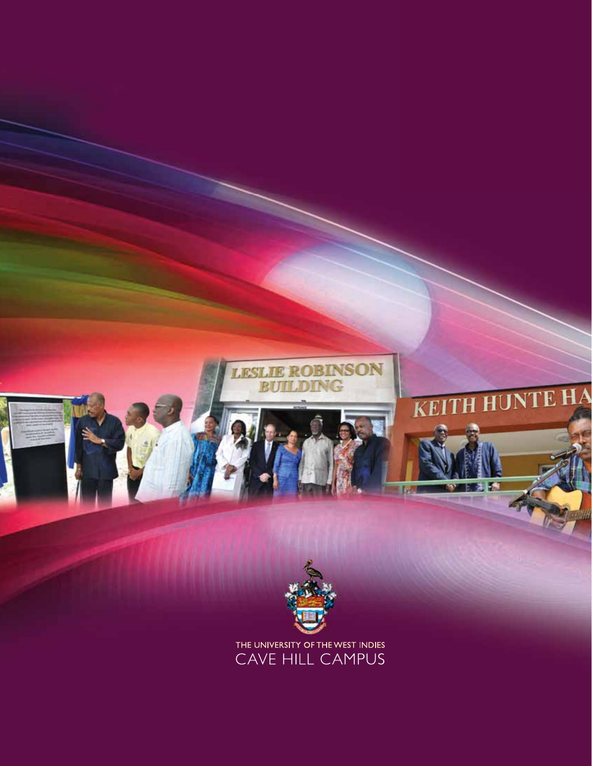THE UNIVERSITY OF THE WEST INDIES
CAVE HILL CAMPUS